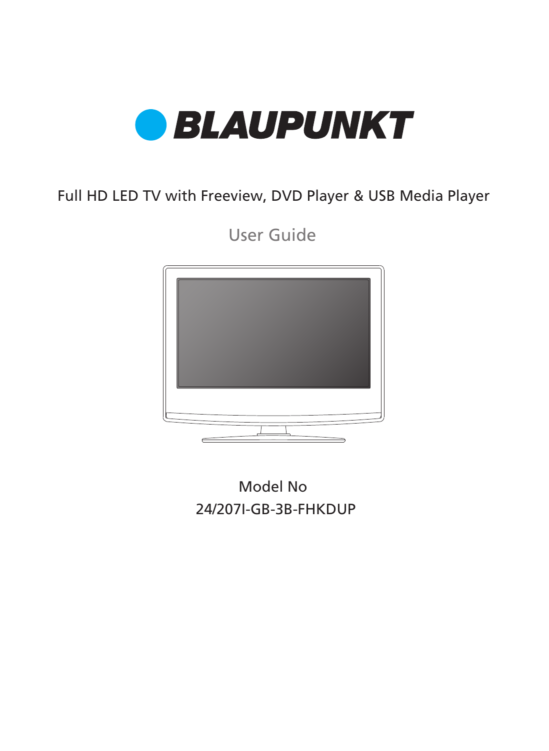# BLAUPUNKT

Full HD LED TV with Freeview, DVD Player & USB Media Player

## User Guide

Model No

24/207I-GB-3B-FHKDUP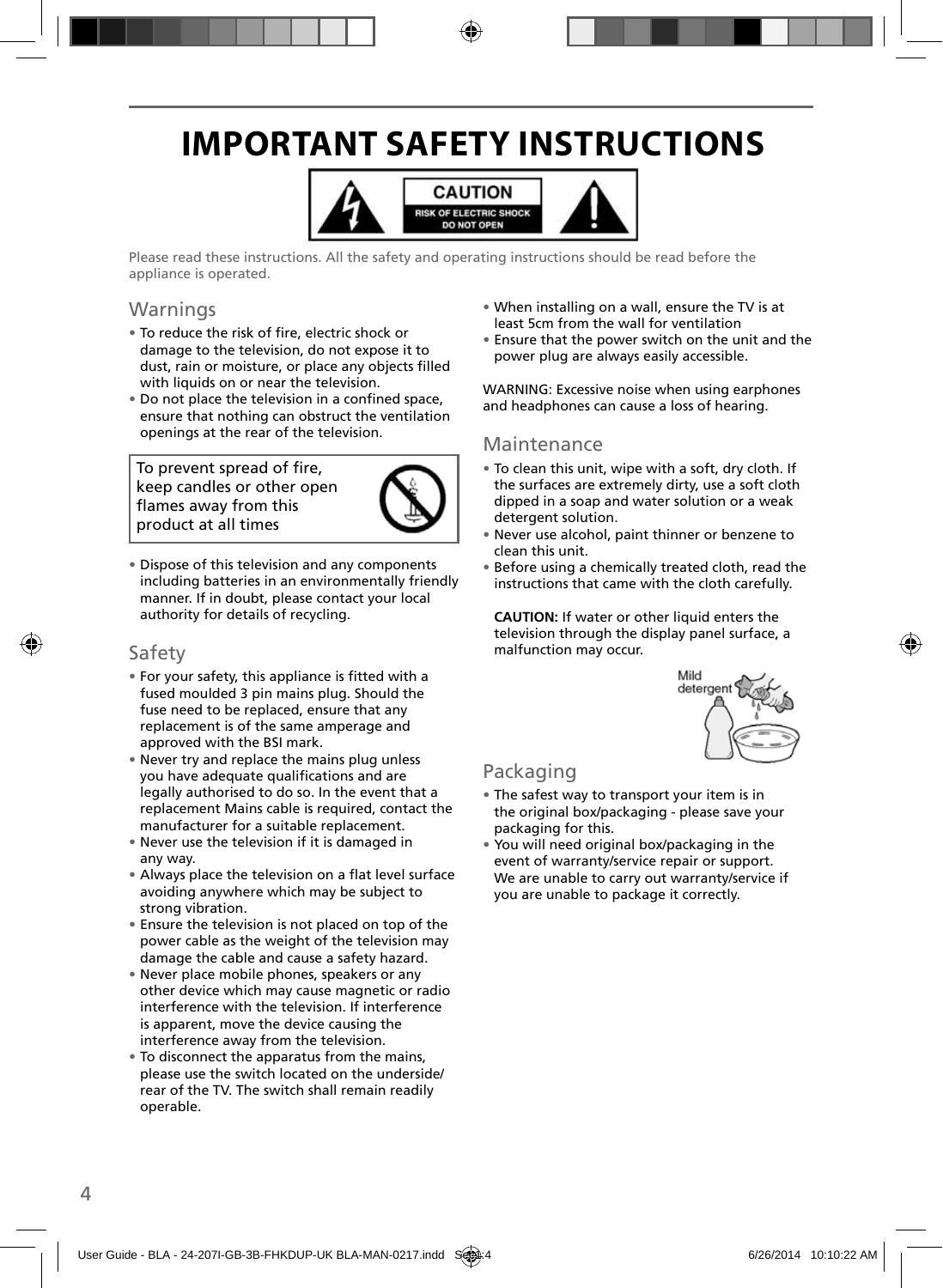# IMPORTANT SAFETY INSTRUCTIONS

CAUTION
RISK OF ELECTRIC SHOCK
DO NOT OPEN

Please read these instructions. All the safety and operating instructions should be read before the appliance is operated.

## Warnings

- To reduce the risk of fire, electric shock or damage to the television, do not expose it to dust, rain or moisture, or place any objects filled with liquids on or near the television.
- Do not place the television in a confined space, ensure that nothing can obstruct the ventilation openings at the rear of the television.

To prevent spread of fire, keep candles or other open flames away from this product at all times

- Dispose of this television and any components including batteries in an environmentally friendly manner. If in doubt, please contact your local authority for details of recycling.

## Safety

- For your safety, this appliance is fitted with a fused moulded 3 pin mains plug. Should the fuse need to be replaced, ensure that any replacement is of the same amperage and approved with the BSI mark.
- Never try and replace the mains plug unless you have adequate qualifications and are legally authorised to do so. In the event that a replacement Mains cable is required, contact the manufacturer for a suitable replacement.
- Never use the television if it is damaged in any way.
- Always place the television on a flat level surface avoiding anywhere which may be subject to strong vibration.
- Ensure the television is not placed on top of the power cable as the weight of the television may damage the cable and cause a safety hazard.
- Never place mobile phones, speakers or any other device which may cause magnetic or radio interference with the television. If interference is apparent, move the device causing the interference away from the television.
- To disconnect the apparatus from the mains, please use the switch located on the underside/ rear of the TV. The switch shall remain readily operable.
- When installing on a wall, ensure the TV is at least 5cm from the wall for ventilation
- Ensure that the power switch on the unit and the power plug are always easily accessible.

WARNING: Excessive noise when using earphones and headphones can cause a loss of hearing.

## Maintenance

- To clean this unit, wipe with a soft, dry cloth. If the surfaces are extremely dirty, use a soft cloth dipped in a soap and water solution or a weak detergent solution.
- Never use alcohol, paint thinner or benzene to clean this unit.
- Before using a chemically treated cloth, read the instructions that came with the cloth carefully.

**CAUTION:** If water or other liquid enters the television through the display panel surface, a malfunction may occur.

Mild detergent

## Packaging

- The safest way to transport your item is in the original box/packaging - please save your packaging for this.
- You will need original box/packaging in the event of warranty/service repair or support. We are unable to carry out warranty/service if you are unable to package it correctly.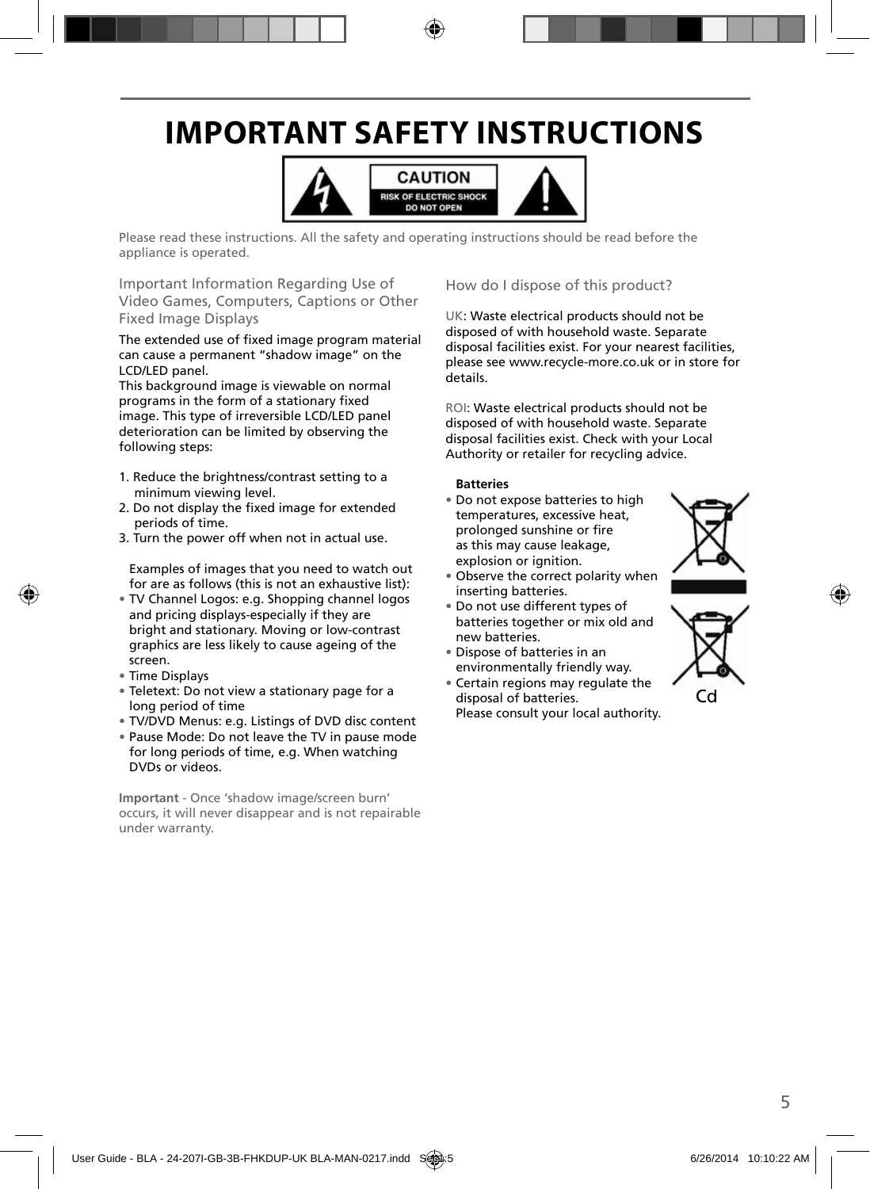# IMPORTANT SAFETY INSTRUCTIONS

CAUTION
RISK OF ELECTRIC SHOCK
DO NOT OPEN

Please read these instructions. All the safety and operating instructions should be read before the appliance is operated.

## Important Information Regarding Use of Video Games, Computers, Captions or Other Fixed Image Displays

The extended use of fixed image program material can cause a permanent "shadow image" on the LCD/LED panel.
This background image is viewable on normal programs in the form of a stationary fixed image. This type of irreversible LCD/LED panel deterioration can be limited by observing the following steps:

1. Reduce the brightness/contrast setting to a minimum viewing level.
2. Do not display the fixed image for extended periods of time.
3. Turn the power off when not in actual use.

Examples of images that you need to watch out for are as follows (this is not an exhaustive list):

- TV Channel Logos: e.g. Shopping channel logos and pricing displays-especially if they are bright and stationary. Moving or low-contrast graphics are less likely to cause ageing of the screen.
- Time Displays
- Teletext: Do not view a stationary page for a long period of time
- TV/DVD Menus: e.g. Listings of DVD disc content
- Pause Mode: Do not leave the TV in pause mode for long periods of time, e.g. When watching DVDs or videos.

**Important** - Once 'shadow image/screen burn' occurs, it will never disappear and is not repairable under warranty.

## How do I dispose of this product?

UK: Waste electrical products should not be disposed of with household waste. Separate disposal facilities exist. For your nearest facilities, please see www.recycle-more.co.uk or in store for details.

ROI: Waste electrical products should not be disposed of with household waste. Separate disposal facilities exist. Check with your Local Authority or retailer for recycling advice.

**Batteries**

- Do not expose batteries to high temperatures, excessive heat, prolonged sunshine or fire as this may cause leakage, explosion or ignition.
- Observe the correct polarity when inserting batteries.
- Do not use different types of batteries together or mix old and new batteries.
- Dispose of batteries in an environmentally friendly way.
- Certain regions may regulate the disposal of batteries. Please consult your local authority.

Cd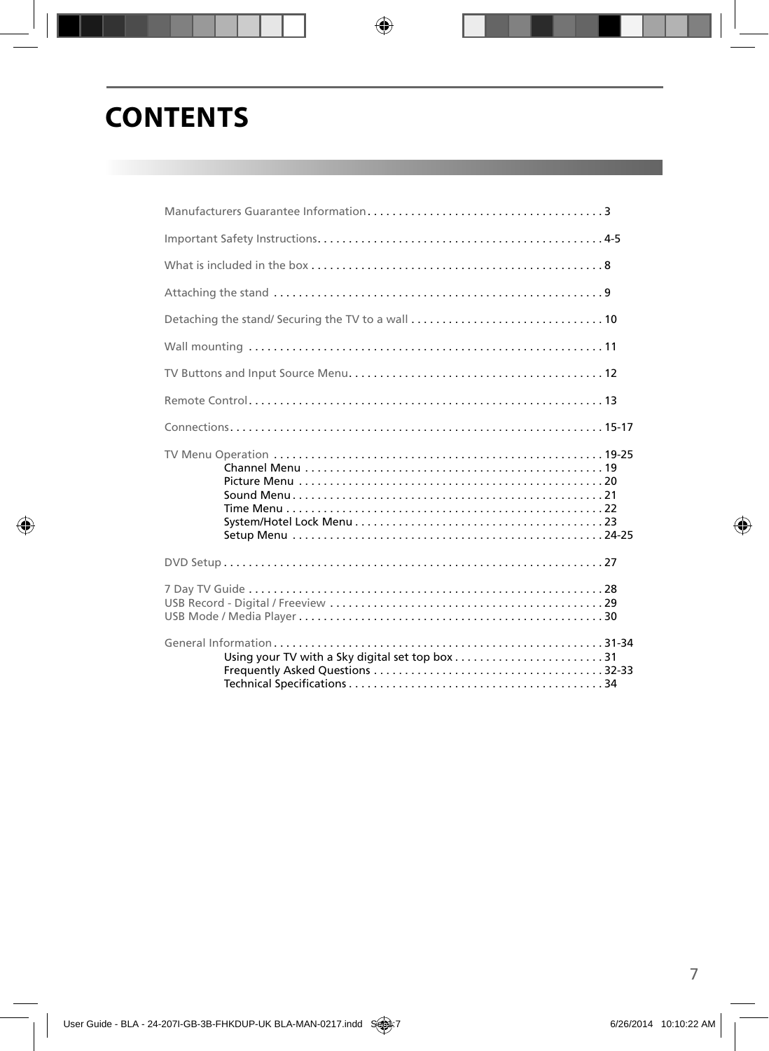# CONTENTS

Manufacturers Guarantee Information . . . . . . . . . . . . . . . . . . . . . . . . . . . . . . . . . . . . . . 3

Important Safety Instructions. . . . . . . . . . . . . . . . . . . . . . . . . . . . . . . . . . . . . . . . . . . . . 4-5

What is included in the box . . . . . . . . . . . . . . . . . . . . . . . . . . . . . . . . . . . . . . . . . . . . . . 8

Attaching the stand . . . . . . . . . . . . . . . . . . . . . . . . . . . . . . . . . . . . . . . . . . . . . . . . . . . . 9

Detaching the stand/ Securing the TV to a wall . . . . . . . . . . . . . . . . . . . . . . . . . . . . . . . 10

Wall mounting . . . . . . . . . . . . . . . . . . . . . . . . . . . . . . . . . . . . . . . . . . . . . . . . . . . . . . . . 11

TV Buttons and Input Source Menu. . . . . . . . . . . . . . . . . . . . . . . . . . . . . . . . . . . . . . . . . 12

Remote Control. . . . . . . . . . . . . . . . . . . . . . . . . . . . . . . . . . . . . . . . . . . . . . . . . . . . . . . . 13

Connections. . . . . . . . . . . . . . . . . . . . . . . . . . . . . . . . . . . . . . . . . . . . . . . . . . . . . . . . . . . 15-17

TV Menu Operation . . . . . . . . . . . . . . . . . . . . . . . . . . . . . . . . . . . . . . . . . . . . . . . . . . . . 19-25
- Channel Menu . . . . . . . . . . . . . . . . . . . . . . . . . . . . . . . . . . . . . . . . . . . . . . . 19
- Picture Menu . . . . . . . . . . . . . . . . . . . . . . . . . . . . . . . . . . . . . . . . . . . . . . . . 20
- Sound Menu . . . . . . . . . . . . . . . . . . . . . . . . . . . . . . . . . . . . . . . . . . . . . . . . . 21
- Time Menu . . . . . . . . . . . . . . . . . . . . . . . . . . . . . . . . . . . . . . . . . . . . . . . . . . 22
- System/Hotel Lock Menu . . . . . . . . . . . . . . . . . . . . . . . . . . . . . . . . . . . . . . . 23
- Setup Menu . . . . . . . . . . . . . . . . . . . . . . . . . . . . . . . . . . . . . . . . . . . . . . . . . 24-25

DVD Setup . . . . . . . . . . . . . . . . . . . . . . . . . . . . . . . . . . . . . . . . . . . . . . . . . . . . . . . . . . . 27

7 Day TV Guide . . . . . . . . . . . . . . . . . . . . . . . . . . . . . . . . . . . . . . . . . . . . . . . . . . . . . . . 28
USB Record - Digital / Freeview . . . . . . . . . . . . . . . . . . . . . . . . . . . . . . . . . . . . . . . . . . . 29
USB Mode / Media Player . . . . . . . . . . . . . . . . . . . . . . . . . . . . . . . . . . . . . . . . . . . . . . . . 30

General Information . . . . . . . . . . . . . . . . . . . . . . . . . . . . . . . . . . . . . . . . . . . . . . . . . . . . 31-34
- Using your TV with a Sky digital set top box . . . . . . . . . . . . . . . . . . . . . . . . 31
- Frequently Asked Questions . . . . . . . . . . . . . . . . . . . . . . . . . . . . . . . . . . . . . 32-33
- Technical Specifications . . . . . . . . . . . . . . . . . . . . . . . . . . . . . . . . . . . . . . . . 34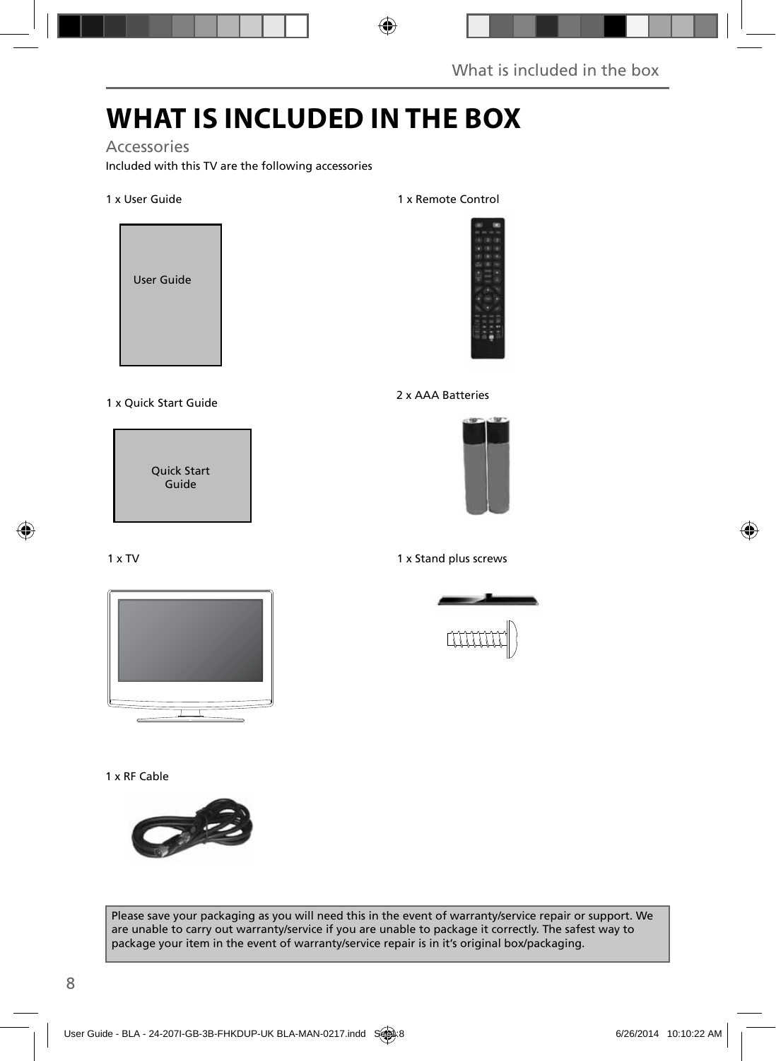# WHAT IS INCLUDED IN THE BOX

## Accessories

Included with this TV are the following accessories

1 x User Guide

User Guide

1 x Remote Control

1 x Quick Start Guide

Quick Start Guide

2 x AAA Batteries

1 x TV

1 x Stand plus screws

1 x RF Cable

Please save your packaging as you will need this in the event of warranty/service repair or support. We are unable to carry out warranty/service if you are unable to package it correctly. The safest way to package your item in the event of warranty/service repair is in it's original box/packaging.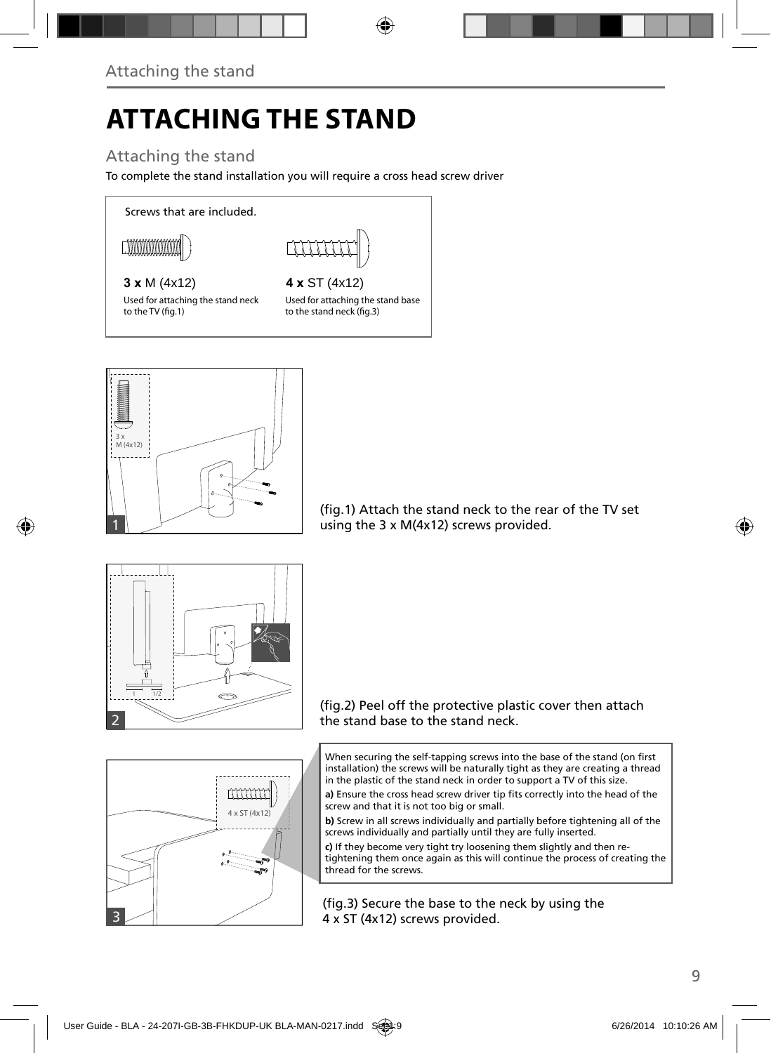# ATTACHING THE STAND

## Attaching the stand

To complete the stand installation you will require a cross head screw driver

Screws that are included.

**3 x** M (4x12)

Used for attaching the stand neck to the TV (fig.1)

**4 x** ST (4x12)

Used for attaching the stand base to the stand neck (fig.3)

(fig.1) Attach the stand neck to the rear of the TV set using the 3 x M(4x12) screws provided.

(fig.2) Peel off the protective plastic cover then attach the stand base to the stand neck.

When securing the self-tapping screws into the base of the stand (on first installation) the screws will be naturally tight as they are creating a thread in the plastic of the stand neck in order to support a TV of this size.

**a)** Ensure the cross head screw driver tip fits correctly into the head of the screw and that it is not too big or small.

**b)** Screw in all screws individually and partially before tightening all of the screws individually and partially until they are fully inserted.

**c)** If they become very tight try loosening them slightly and then re-tightening them once again as this will continue the process of creating the thread for the screws.

(fig.3) Secure the base to the neck by using the 4 x ST (4x12) screws provided.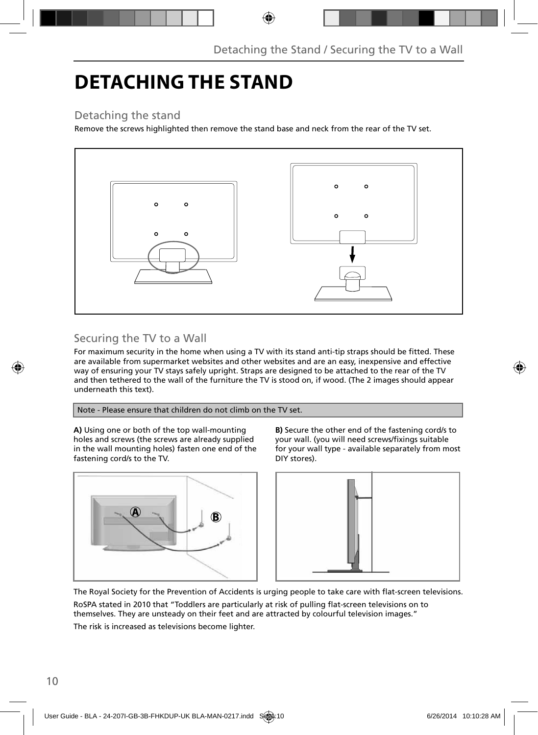# DETACHING THE STAND

## Detaching the stand

Remove the screws highlighted then remove the stand base and neck from the rear of the TV set.

## Securing the TV to a Wall

For maximum security in the home when using a TV with its stand anti-tip straps should be fitted. These are available from supermarket websites and other websites and are an easy, inexpensive and effective way of ensuring your TV stays safely upright. Straps are designed to be attached to the rear of the TV and then tethered to the wall of the furniture the TV is stood on, if wood. (The 2 images should appear underneath this text).

Note - Please ensure that children do not climb on the TV set.

**A)** Using one or both of the top wall-mounting holes and screws (the screws are already supplied in the wall mounting holes) fasten one end of the fastening cord/s to the TV.

**B)** Secure the other end of the fastening cord/s to your wall. (you will need screws/fixings suitable for your wall type - available separately from most DIY stores).

The Royal Society for the Prevention of Accidents is urging people to take care with flat-screen televisions.

RoSPA stated in 2010 that "Toddlers are particularly at risk of pulling flat-screen televisions on to themselves. They are unsteady on their feet and are attracted by colourful television images."

The risk is increased as televisions become lighter.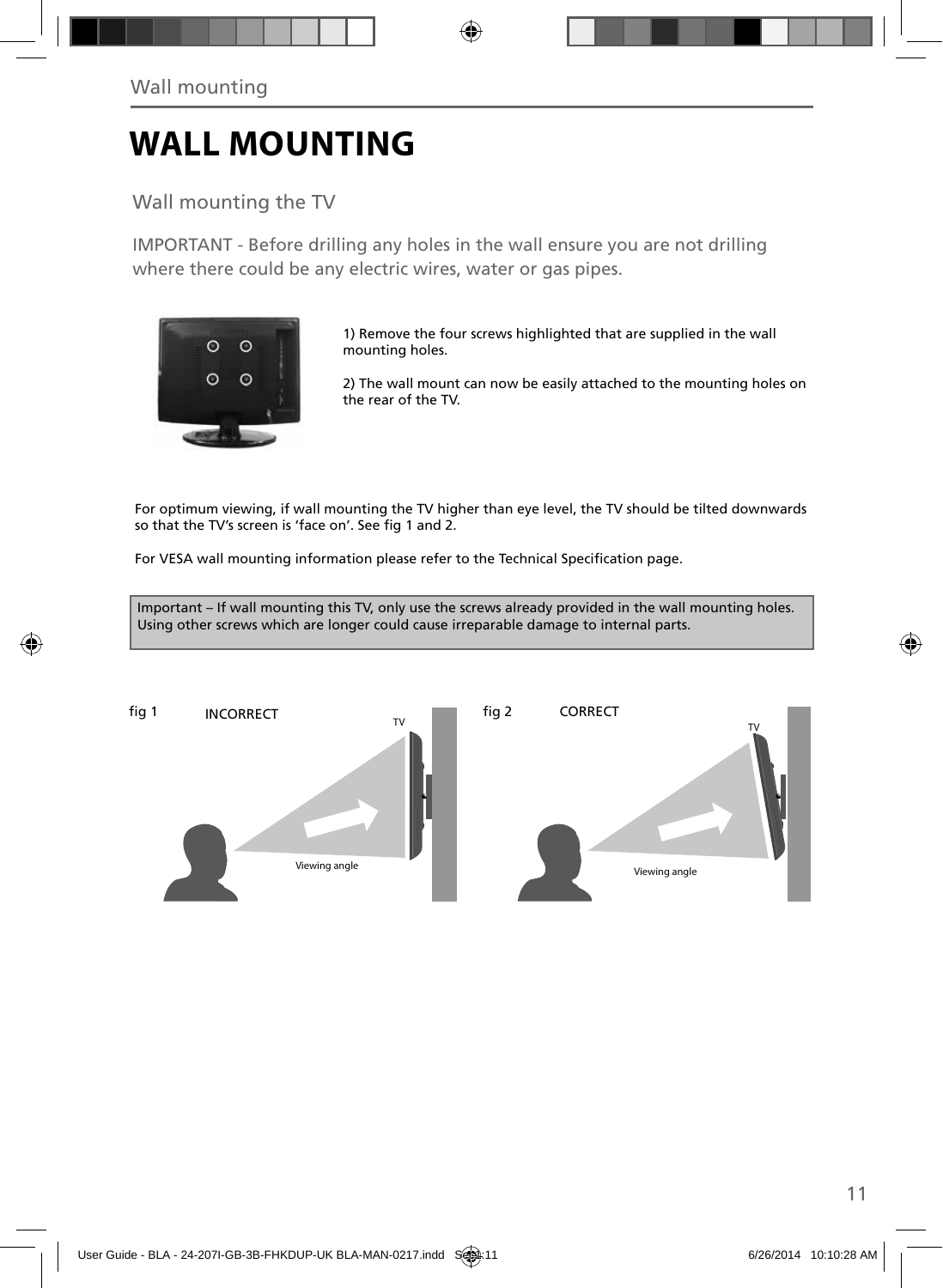# WALL MOUNTING

## Wall mounting the TV

IMPORTANT - Before drilling any holes in the wall ensure you are not drilling where there could be any electric wires, water or gas pipes.

1) Remove the four screws highlighted that are supplied in the wall mounting holes.

2) The wall mount can now be easily attached to the mounting holes on the rear of the TV.

For optimum viewing, if wall mounting the TV higher than eye level, the TV should be tilted downwards so that the TV's screen is 'face on'. See fig 1 and 2.

For VESA wall mounting information please refer to the Technical Specification page.

> Important – If wall mounting this TV, only use the screws already provided in the wall mounting holes. Using other screws which are longer could cause irreparable damage to internal parts.

fig 1 INCORRECT

TV

Viewing angle

fig 2 CORRECT

TV

Viewing angle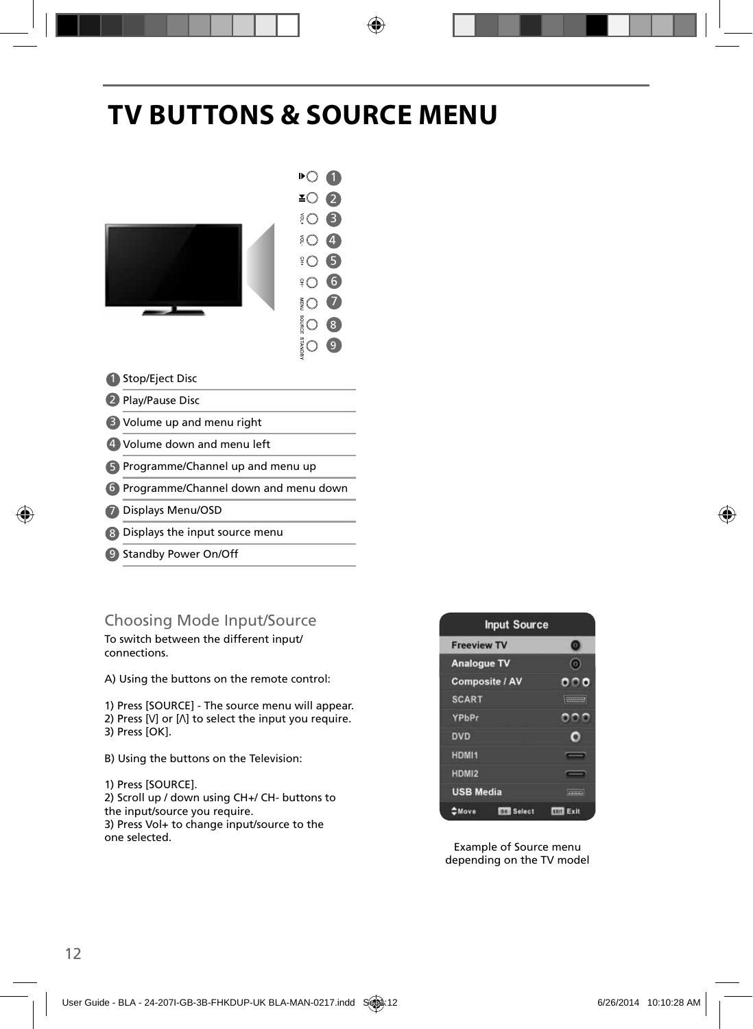# TV BUTTONS & SOURCE MENU

1. Stop/Eject Disc
2. Play/Pause Disc
3. Volume up and menu right
4. Volume down and menu left
5. Programme/Channel up and menu up
6. Programme/Channel down and menu down
7. Displays Menu/OSD
8. Displays the input source menu
9. Standby Power On/Off

## Choosing Mode Input/Source

To switch between the different input/ connections.

A) Using the buttons on the remote control:

1) Press [SOURCE] - The source menu will appear.
2) Press [V] or [Λ] to select the input you require.
3) Press [OK].

B) Using the buttons on the Television:

1) Press [SOURCE].
2) Scroll up / down using CH+/ CH- buttons to the input/source you require.
3) Press Vol+ to change input/source to the one selected.

Example of Source menu depending on the TV model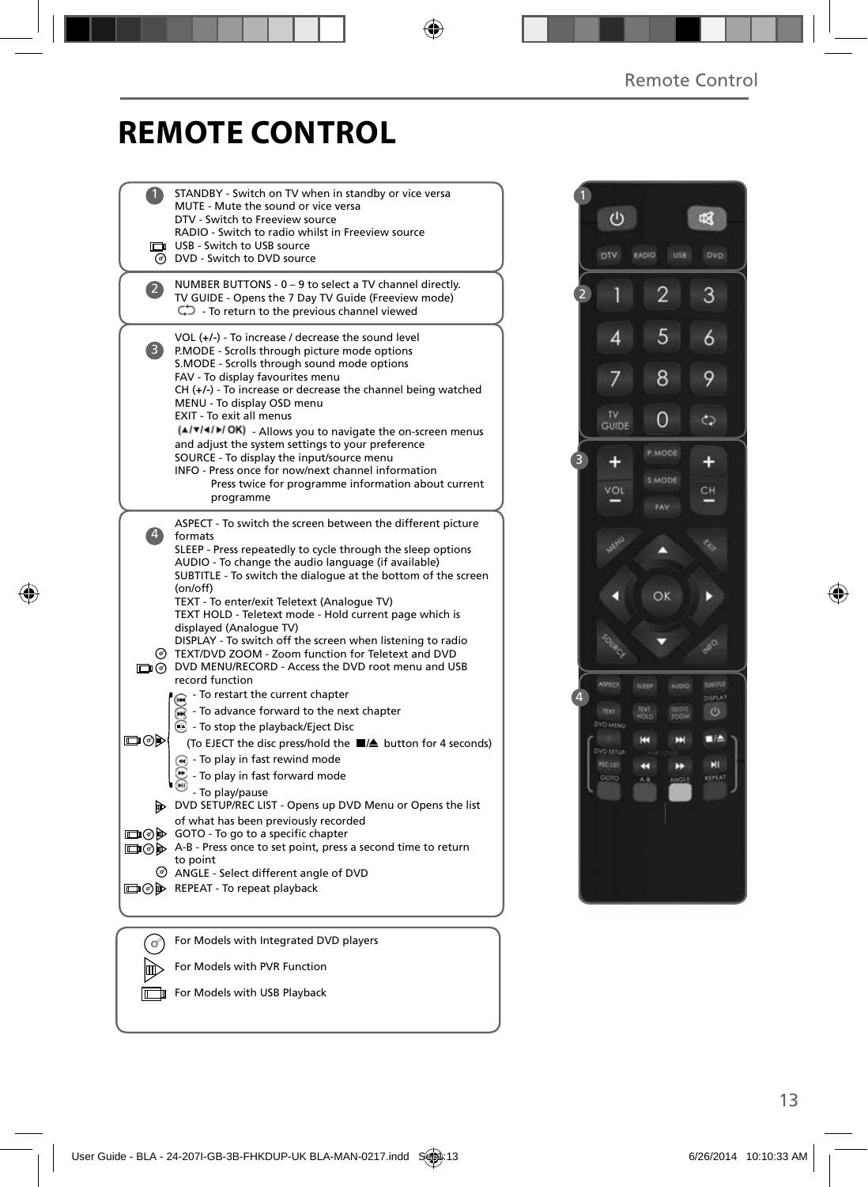# REMOTE CONTROL

**1**

STANDBY - Switch on TV when in standby or vice versa
MUTE - Mute the sound or vice versa
DTV - Switch to Freeview source
RADIO - Switch to radio whilst in Freeview source
USB - Switch to USB source
DVD - Switch to DVD source

**2**

NUMBER BUTTONS - 0 – 9 to select a TV channel directly.
TV GUIDE - Opens the 7 Day TV Guide (Freeview mode)
- To return to the previous channel viewed

**3**

VOL (+/-) - To increase / decrease the sound level
P.MODE - Scrolls through picture mode options
S.MODE - Scrolls through sound mode options
FAV - To display favourites menu
CH (+/-) - To increase or decrease the channel being watched
MENU - To display OSD menu
EXIT - To exit all menus
(▲/▼/◄/►/ OK) - Allows you to navigate the on-screen menus and adjust the system settings to your preference
SOURCE - To display the input/source menu
INFO - Press once for now/next channel information
Press twice for programme information about current programme

**4**

ASPECT - To switch the screen between the different picture formats
SLEEP - Press repeatedly to cycle through the sleep options
AUDIO - To change the audio language (if available)
SUBTITLE - To switch the dialogue at the bottom of the screen (on/off)
TEXT - To enter/exit Teletext (Analogue TV)
TEXT HOLD - Teletext mode - Hold current page which is displayed (Analogue TV)
DISPLAY - To switch off the screen when listening to radio
TEXT/DVD ZOOM - Zoom function for Teletext and DVD
DVD MENU/RECORD - Access the DVD root menu and USB record function
- To restart the current chapter
- To advance forward to the next chapter
- To stop the playback/Eject Disc
(To EJECT the disc press/hold the ■/▲ button for 4 seconds)
- To play in fast rewind mode
- To play in fast forward mode
- To play/pause
DVD SETUP/REC LIST - Opens up DVD Menu or Opens the list of what has been previously recorded
GOTO - To go to a specific chapter
A-B - Press once to set point, press a second time to return to point
ANGLE - Select different angle of DVD
REPEAT - To repeat playback

For Models with Integrated DVD players
For Models with PVR Function
For Models with USB Playback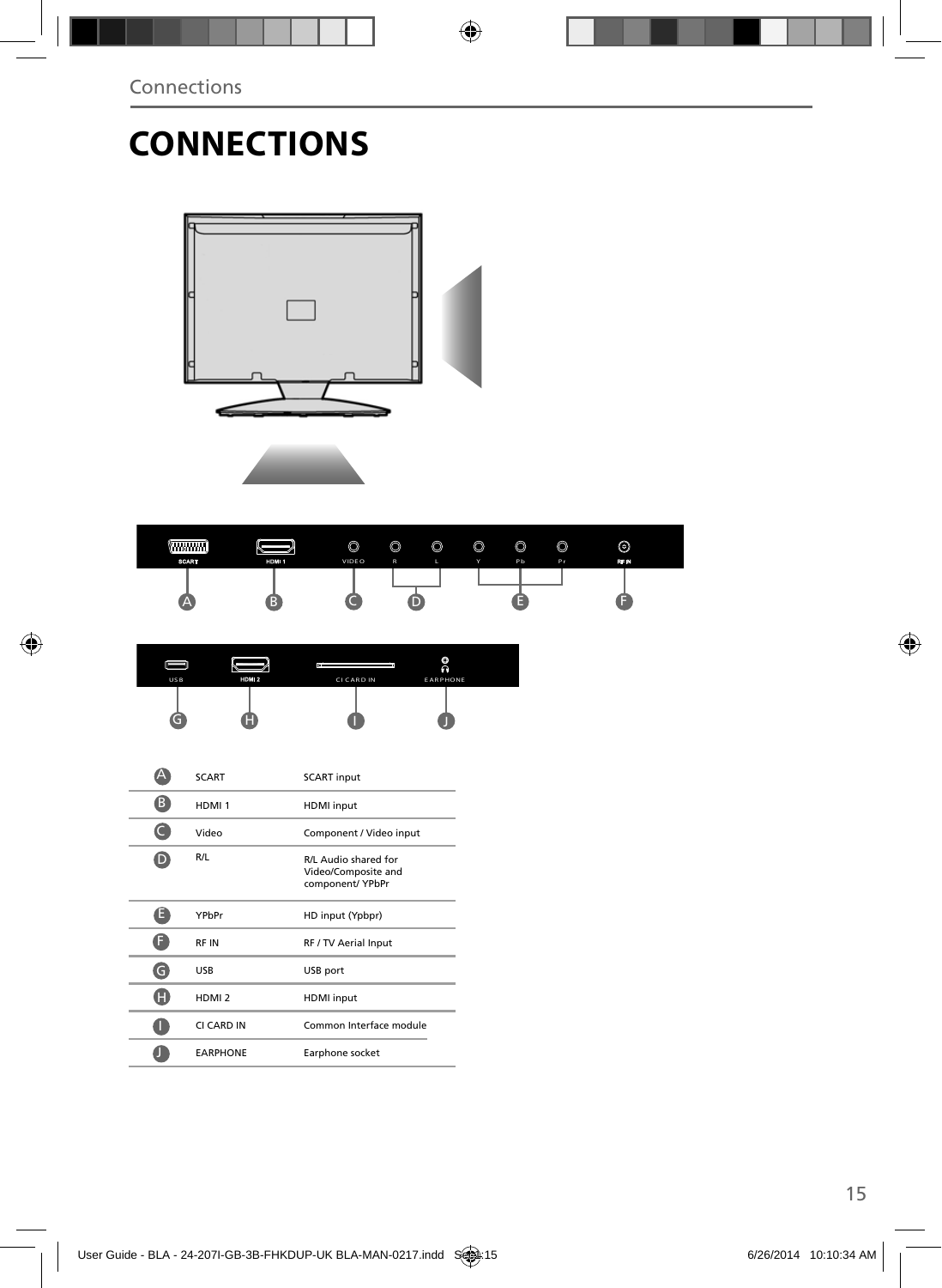# CONNECTIONS

| | | |
|---|---|---|
| A | SCART | SCART input |
| B | HDMI 1 | HDMI input |
| C | Video | Component / Video input |
| D | R/L | R/L Audio shared for Video/Composite and component/ YPbPr |
| E | YPbPr | HD input (Ypbpr) |
| F | RF IN | RF / TV Aerial Input |
| G | USB | USB port |
| H | HDMI 2 | HDMI input |
| I | CI CARD IN | Common Interface module |
| J | EARPHONE | Earphone socket |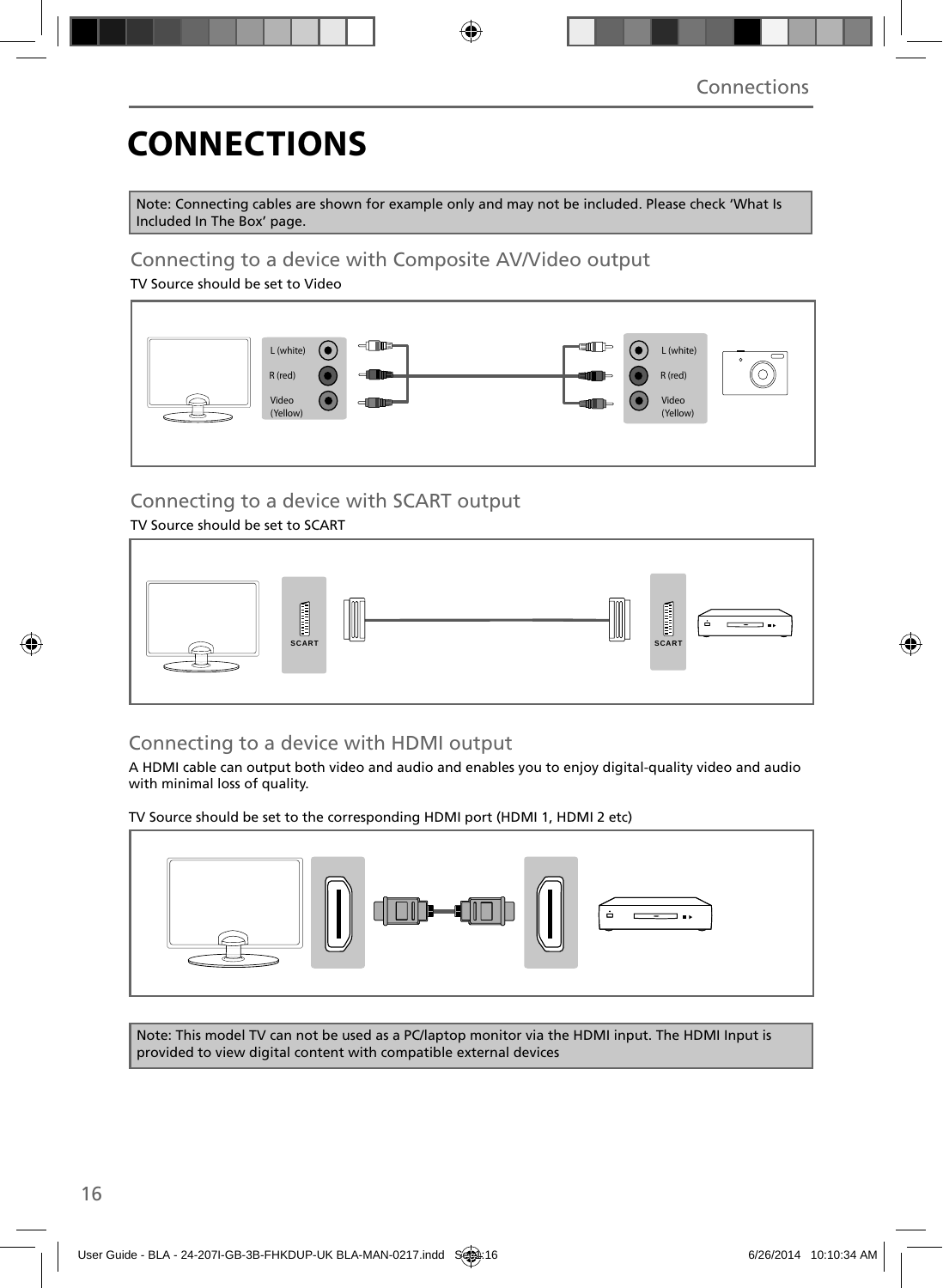# CONNECTIONS

Note: Connecting cables are shown for example only and may not be included. Please check 'What Is Included In The Box' page.

## Connecting to a device with Composite AV/Video output

TV Source should be set to Video

L (white)
R (red)
Video (Yellow)

L (white)
R (red)
Video (Yellow)

## Connecting to a device with SCART output

TV Source should be set to SCART

SCART

SCART

## Connecting to a device with HDMI output

A HDMI cable can output both video and audio and enables you to enjoy digital-quality video and audio with minimal loss of quality.

TV Source should be set to the corresponding HDMI port (HDMI 1, HDMI 2 etc)

Note: This model TV can not be used as a PC/laptop monitor via the HDMI input. The HDMI Input is provided to view digital content with compatible external devices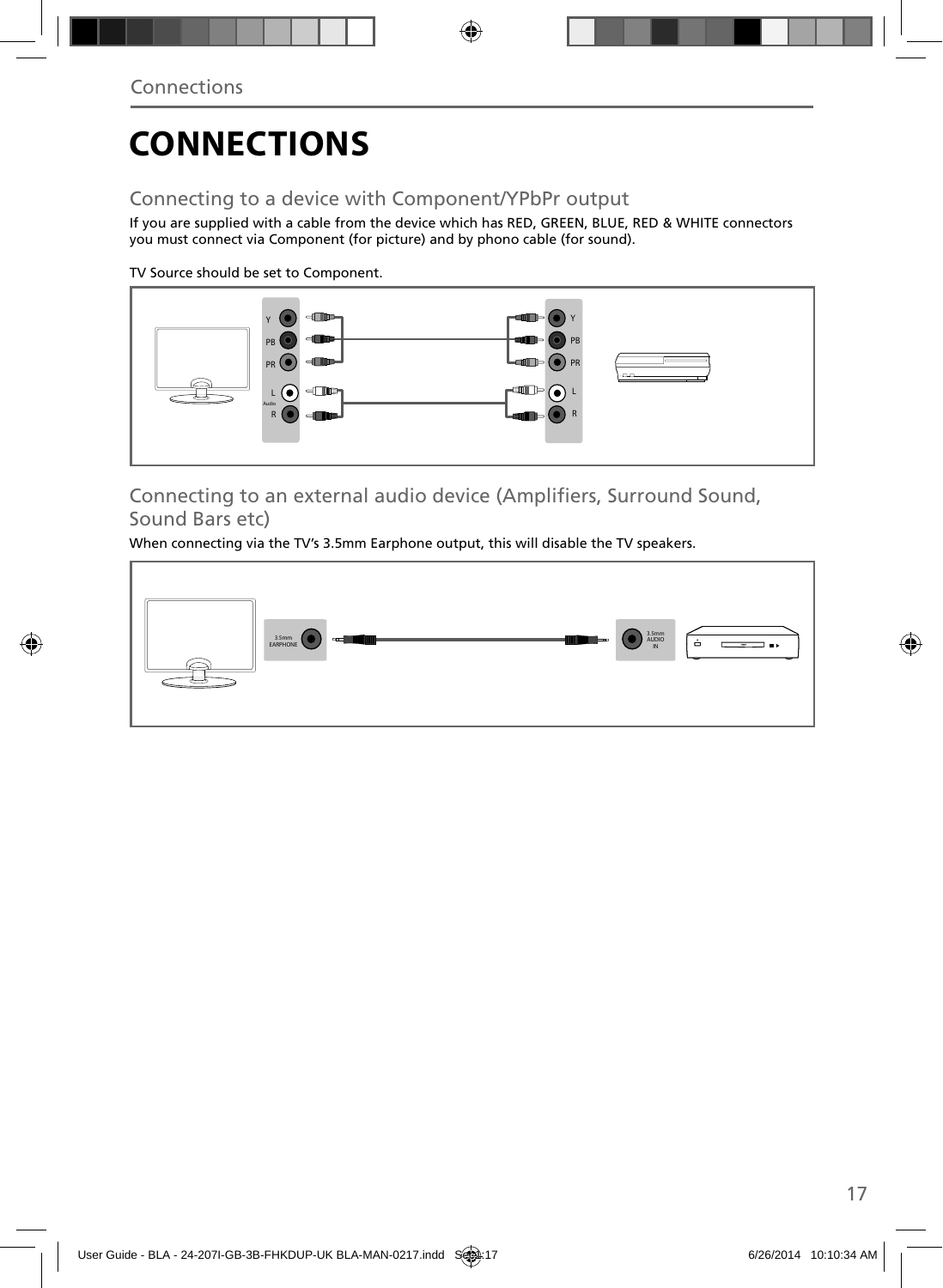# CONNECTIONS

## Connecting to a device with Component/YPbPr output

If you are supplied with a cable from the device which has RED, GREEN, BLUE, RED & WHITE connectors you must connect via Component (for picture) and by phono cable (for sound).

TV Source should be set to Component.

## Connecting to an external audio device (Amplifiers, Surround Sound, Sound Bars etc)

When connecting via the TV's 3.5mm Earphone output, this will disable the TV speakers.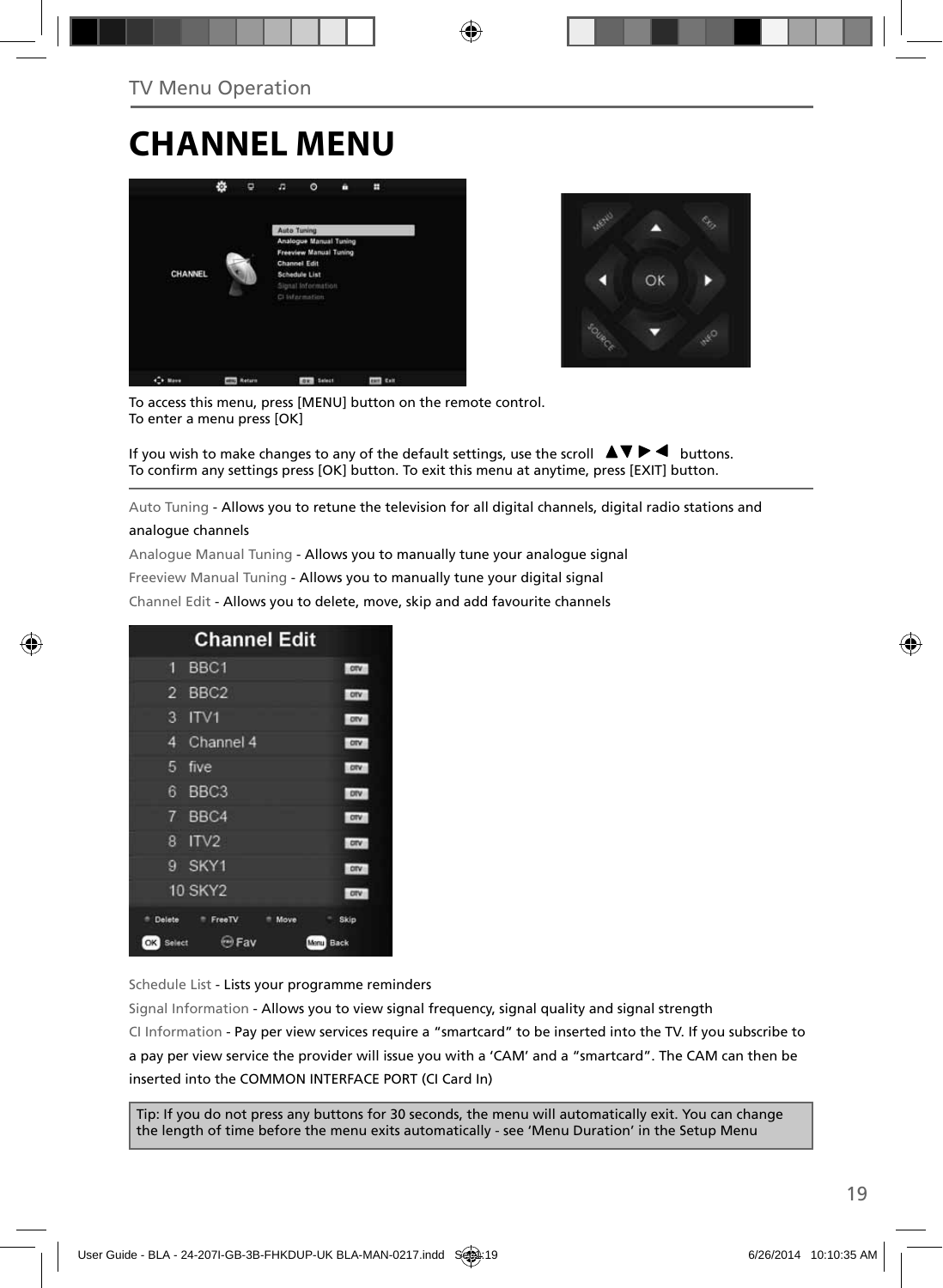TV Menu Operation

# CHANNEL MENU

To access this menu, press [MENU] button on the remote control.
To enter a menu press [OK]

If you wish to make changes to any of the default settings, use the scroll ▲▼ ▶ ◀ buttons.
To confirm any settings press [OK] button. To exit this menu at anytime, press [EXIT] button.

Auto Tuning - Allows you to retune the television for all digital channels, digital radio stations and analogue channels

Analogue Manual Tuning - Allows you to manually tune your analogue signal

Freeview Manual Tuning - Allows you to manually tune your digital signal

Channel Edit - Allows you to delete, move, skip and add favourite channels

Schedule List - Lists your programme reminders

Signal Information - Allows you to view signal frequency, signal quality and signal strength

CI Information - Pay per view services require a "smartcard" to be inserted into the TV. If you subscribe to a pay per view service the provider will issue you with a 'CAM' and a "smartcard". The CAM can then be inserted into the COMMON INTERFACE PORT (CI Card In)

Tip: If you do not press any buttons for 30 seconds, the menu will automatically exit. You can change the length of time before the menu exits automatically - see 'Menu Duration' in the Setup Menu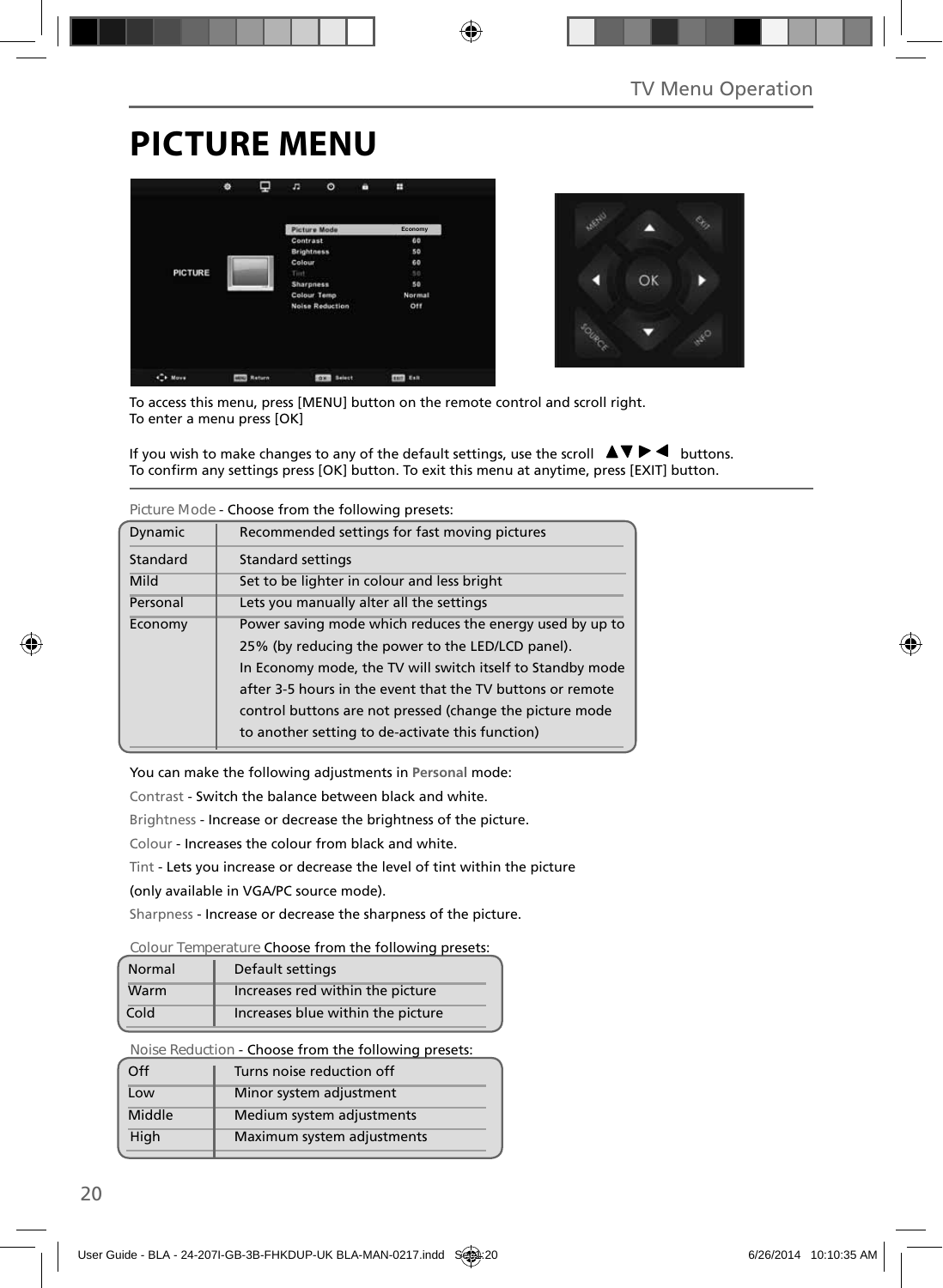# PICTURE MENU

To access this menu, press [MENU] button on the remote control and scroll right.
To enter a menu press [OK]

If you wish to make changes to any of the default settings, use the scroll ▲▼▶◀ buttons.
To confirm any settings press [OK] button. To exit this menu at anytime, press [EXIT] button.

Picture Mode - Choose from the following presets:

| | |
|---|---|
| Dynamic | Recommended settings for fast moving pictures |
| Standard | Standard settings |
| Mild | Set to be lighter in colour and less bright |
| Personal | Lets you manually alter all the settings |
| Economy | Power saving mode which reduces the energy used by up to 25% (by reducing the power to the LED/LCD panel). In Economy mode, the TV will switch itself to Standby mode after 3-5 hours in the event that the TV buttons or remote control buttons are not pressed (change the picture mode to another setting to de-activate this function) |

You can make the following adjustments in **Personal** mode:

Contrast - Switch the balance between black and white.

Brightness - Increase or decrease the brightness of the picture.

Colour - Increases the colour from black and white.

Tint - Lets you increase or decrease the level of tint within the picture (only available in VGA/PC source mode).

Sharpness - Increase or decrease the sharpness of the picture.

Colour Temperature Choose from the following presets:

| | |
|---|---|
| Normal | Default settings |
| Warm | Increases red within the picture |
| Cold | Increases blue within the picture |

Noise Reduction - Choose from the following presets:

| | |
|---|---|
| Off | Turns noise reduction off |
| Low | Minor system adjustment |
| Middle | Medium system adjustments |
| High | Maximum system adjustments |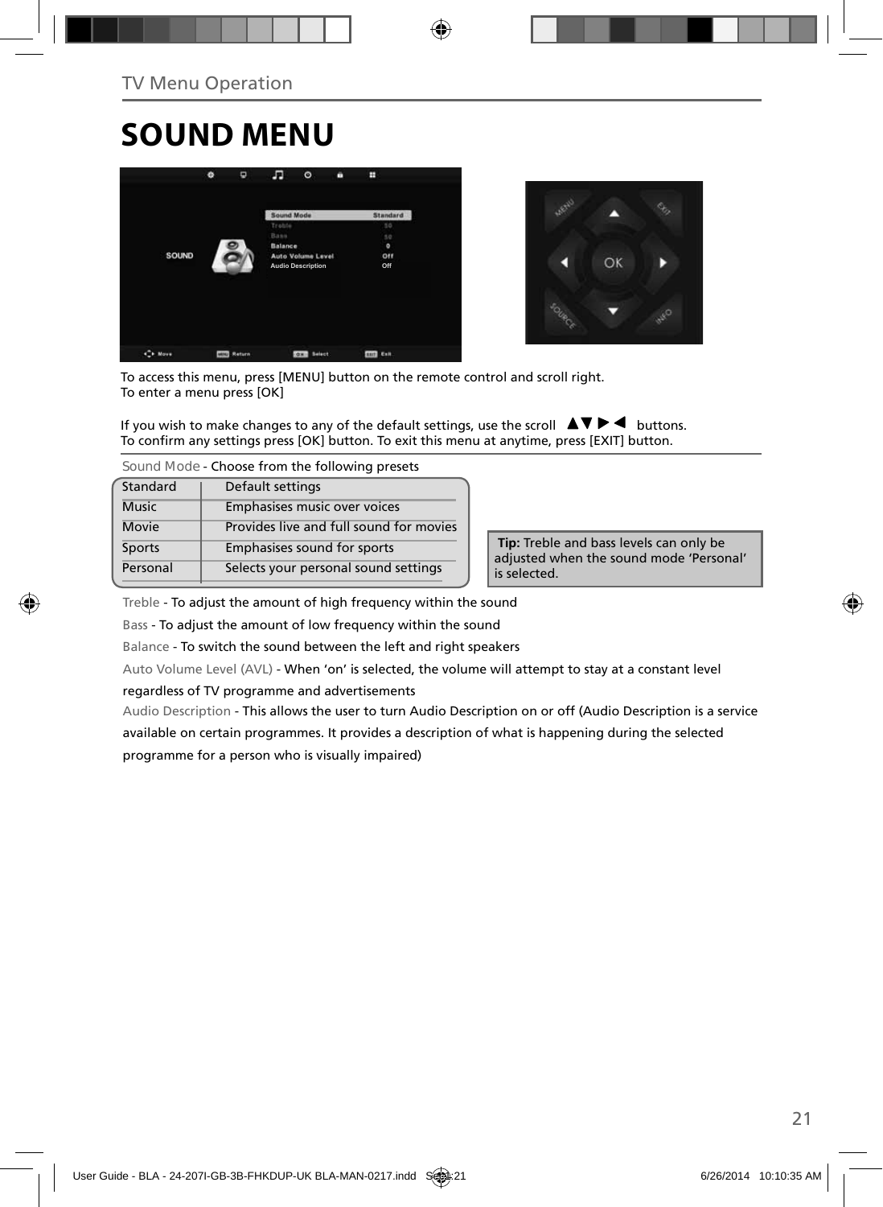# SOUND MENU

To access this menu, press [MENU] button on the remote control and scroll right.
To enter a menu press [OK]

If you wish to make changes to any of the default settings, use the scroll ▲▼▶◀ buttons.
To confirm any settings press [OK] button. To exit this menu at anytime, press [EXIT] button.

Sound Mode - Choose from the following presets

| Standard | Default settings |
|---|---|
| Music | Emphasises music over voices |
| Movie | Provides live and full sound for movies |
| Sports | Emphasises sound for sports |
| Personal | Selects your personal sound settings |

**Tip:** Treble and bass levels can only be adjusted when the sound mode 'Personal' is selected.

Treble - To adjust the amount of high frequency within the sound

Bass - To adjust the amount of low frequency within the sound

Balance - To switch the sound between the left and right speakers

Auto Volume Level (AVL) - When 'on' is selected, the volume will attempt to stay at a constant level regardless of TV programme and advertisements

Audio Description - This allows the user to turn Audio Description on or off (Audio Description is a service available on certain programmes. It provides a description of what is happening during the selected programme for a person who is visually impaired)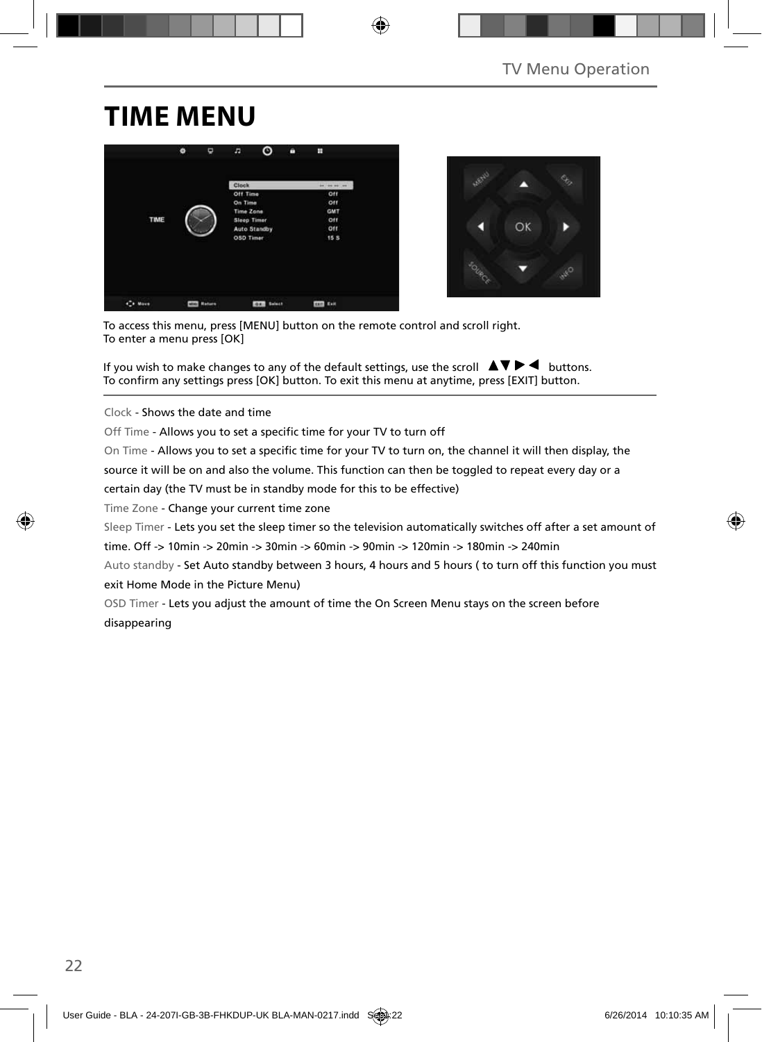# TIME MENU

To access this menu, press [MENU] button on the remote control and scroll right.
To enter a menu press [OK]

If you wish to make changes to any of the default settings, use the scroll ▲▼▶◀ buttons.
To confirm any settings press [OK] button. To exit this menu at anytime, press [EXIT] button.

Clock - Shows the date and time

Off Time - Allows you to set a specific time for your TV to turn off

On Time - Allows you to set a specific time for your TV to turn on, the channel it will then display, the source it will be on and also the volume. This function can then be toggled to repeat every day or a certain day (the TV must be in standby mode for this to be effective)

Time Zone - Change your current time zone

Sleep Timer - Lets you set the sleep timer so the television automatically switches off after a set amount of time. Off -> 10min -> 20min -> 30min -> 60min -> 90min -> 120min -> 180min -> 240min

Auto standby - Set Auto standby between 3 hours, 4 hours and 5 hours ( to turn off this function you must exit Home Mode in the Picture Menu)

OSD Timer - Lets you adjust the amount of time the On Screen Menu stays on the screen before disappearing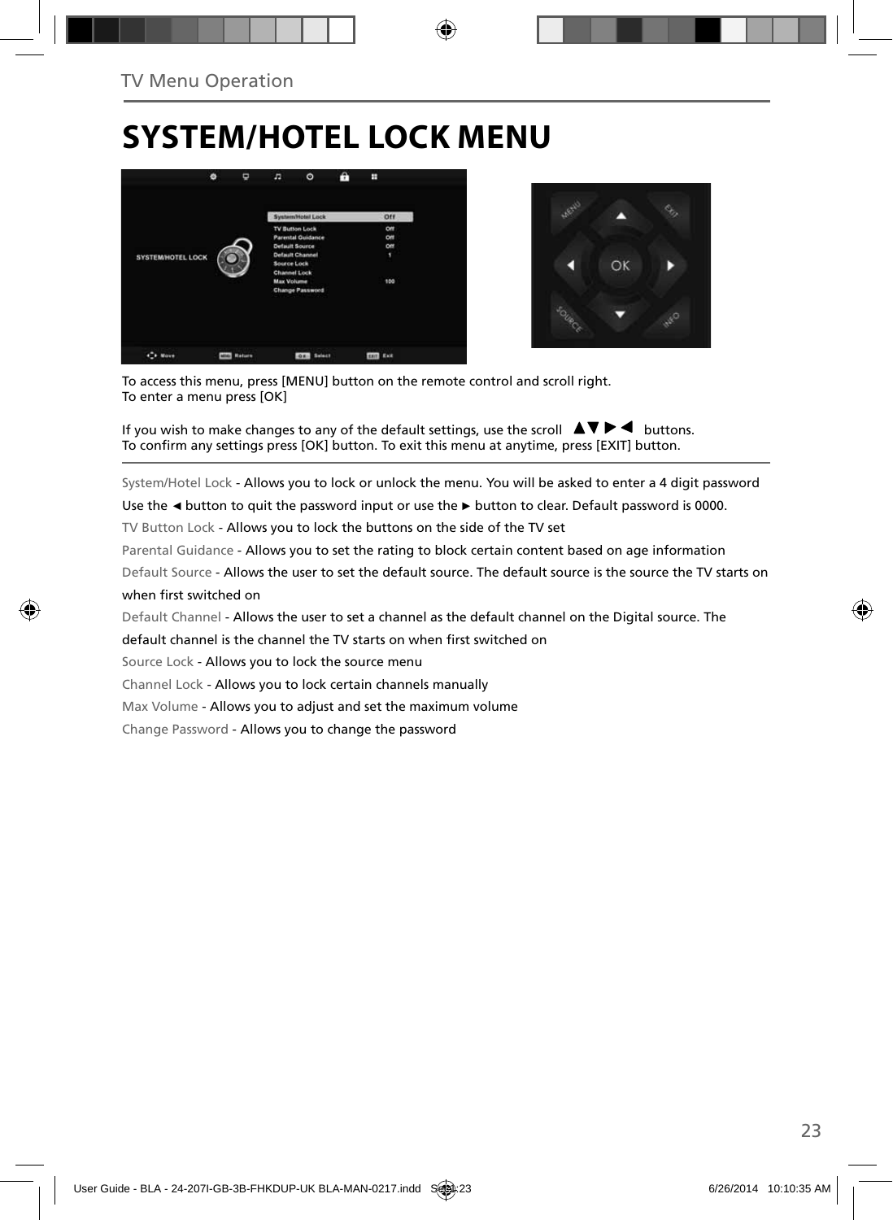TV Menu Operation

# SYSTEM/HOTEL LOCK MENU

To access this menu, press [MENU] button on the remote control and scroll right.
To enter a menu press [OK]

If you wish to make changes to any of the default settings, use the scroll ▲▼ ▶ ◀ buttons.
To confirm any settings press [OK] button. To exit this menu at anytime, press [EXIT] button.

System/Hotel Lock - Allows you to lock or unlock the menu. You will be asked to enter a 4 digit password Use the ◄ button to quit the password input or use the ► button to clear. Default password is 0000.

TV Button Lock - Allows you to lock the buttons on the side of the TV set

Parental Guidance - Allows you to set the rating to block certain content based on age information

Default Source - Allows the user to set the default source. The default source is the source the TV starts on when first switched on

Default Channel - Allows the user to set a channel as the default channel on the Digital source. The default channel is the channel the TV starts on when first switched on

Source Lock - Allows you to lock the source menu

Channel Lock - Allows you to lock certain channels manually

Max Volume - Allows you to adjust and set the maximum volume

Change Password - Allows you to change the password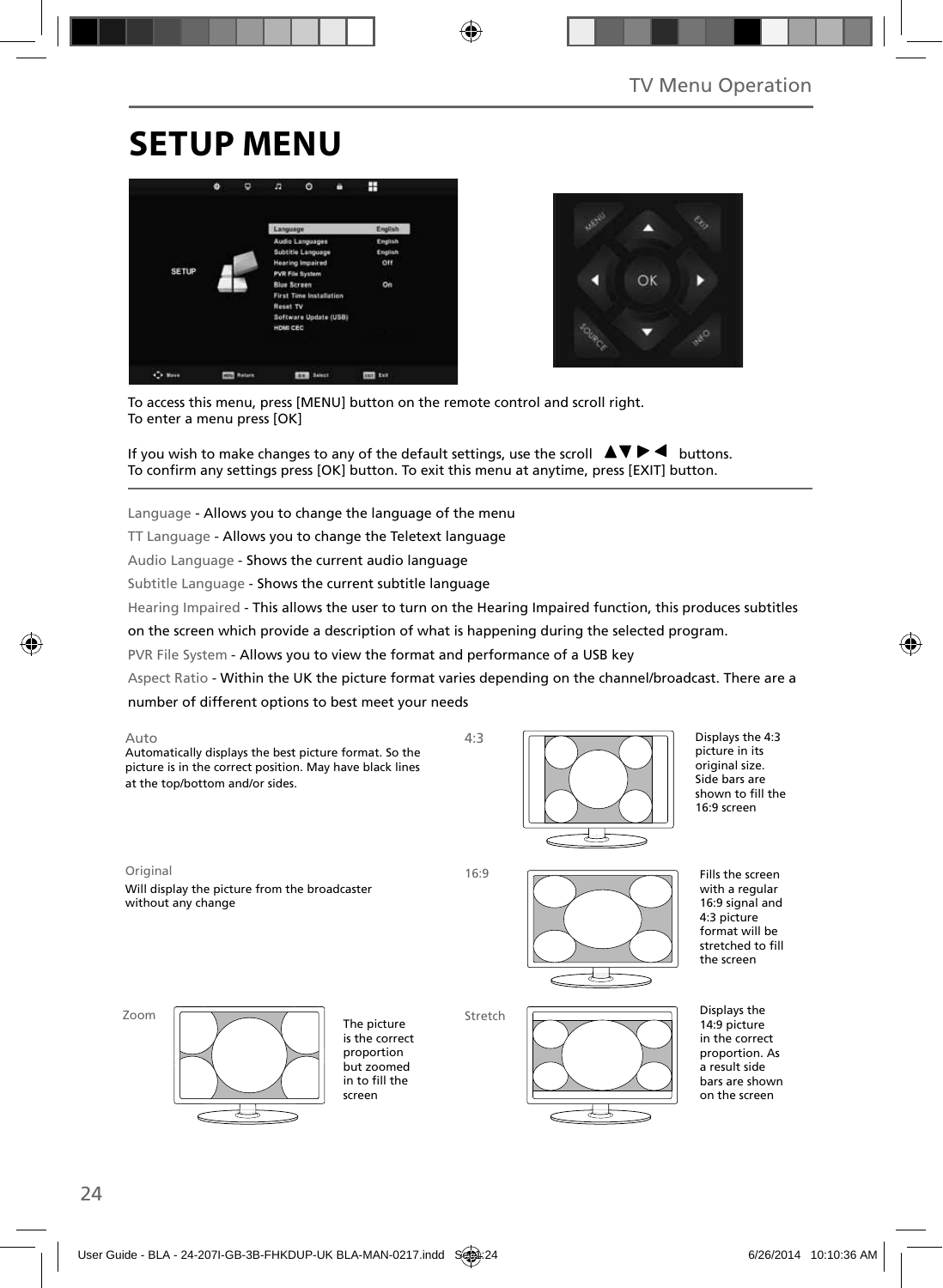# SETUP MENU

To access this menu, press [MENU] button on the remote control and scroll right.
To enter a menu press [OK]

If you wish to make changes to any of the default settings, use the scroll ▲▼▶◀ buttons.
To confirm any settings press [OK] button. To exit this menu at anytime, press [EXIT] button.

Language - Allows you to change the language of the menu

TT Language - Allows you to change the Teletext language

Audio Language - Shows the current audio language

Subtitle Language - Shows the current subtitle language

Hearing Impaired - This allows the user to turn on the Hearing Impaired function, this produces subtitles on the screen which provide a description of what is happening during the selected program.

PVR File System - Allows you to view the format and performance of a USB key

Aspect Ratio - Within the UK the picture format varies depending on the channel/broadcast. There are a number of different options to best meet your needs

**Auto**
Automatically displays the best picture format. So the picture is in the correct position. May have black lines at the top/bottom and/or sides.

**4:3**
Displays the 4:3 picture in its original size. Side bars are shown to fill the 16:9 screen

**Original**
Will display the picture from the broadcaster without any change

**16:9**
Fills the screen with a regular 16:9 signal and 4:3 picture format will be stretched to fill the screen

**Zoom**
The picture is the correct proportion but zoomed in to fill the screen

**Stretch**
Displays the 14:9 picture in the correct proportion. As a result side bars are shown on the screen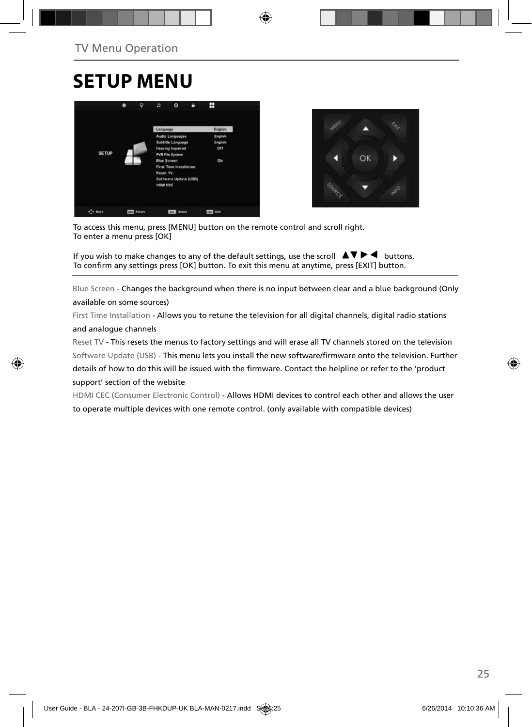# SETUP MENU

To access this menu, press [MENU] button on the remote control and scroll right.
To enter a menu press [OK]

If you wish to make changes to any of the default settings, use the scroll ▲▼ ▶ ◀ buttons.
To confirm any settings press [OK] button. To exit this menu at anytime, press [EXIT] button.

Blue Screen - Changes the background when there is no input between clear and a blue background (Only available on some sources)

First Time Installation - Allows you to retune the television for all digital channels, digital radio stations and analogue channels

Reset TV - This resets the menus to factory settings and will erase all TV channels stored on the television

Software Update (USB) - This menu lets you install the new software/firmware onto the television. Further details of how to do this will be issued with the firmware. Contact the helpline or refer to the 'product support' section of the website

HDMI CEC (Consumer Electronic Control) - Allows HDMI devices to control each other and allows the user to operate multiple devices with one remote control. (only available with compatible devices)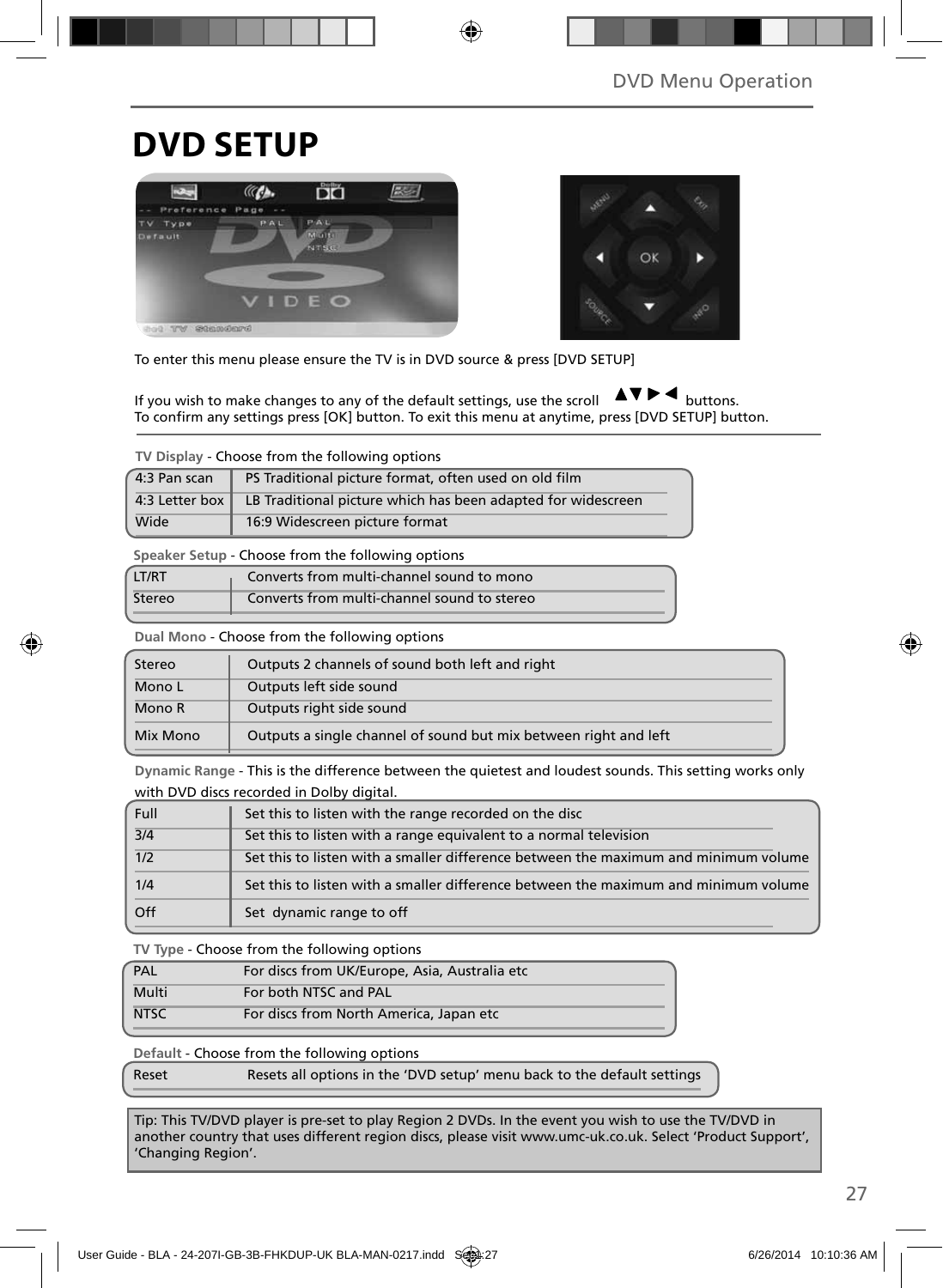# DVD SETUP

To enter this menu please ensure the TV is in DVD source & press [DVD SETUP]

If you wish to make changes to any of the default settings, use the scroll ▲▼►◄ buttons.
To confirm any settings press [OK] button. To exit this menu at anytime, press [DVD SETUP] button.

**TV Display** - Choose from the following options

| | |
|---|---|
| 4:3 Pan scan | PS Traditional picture format, often used on old film |
| 4:3 Letter box | LB Traditional picture which has been adapted for widescreen |
| Wide | 16:9 Widescreen picture format |

**Speaker Setup** - Choose from the following options

| | |
|---|---|
| LT/RT | Converts from multi-channel sound to mono |
| Stereo | Converts from multi-channel sound to stereo |

**Dual Mono** - Choose from the following options

| | |
|---|---|
| Stereo | Outputs 2 channels of sound both left and right |
| Mono L | Outputs left side sound |
| Mono R | Outputs right side sound |
| Mix Mono | Outputs a single channel of sound but mix between right and left |

**Dynamic Range** - This is the difference between the quietest and loudest sounds. This setting works only with DVD discs recorded in Dolby digital.

| | |
|---|---|
| Full | Set this to listen with the range recorded on the disc |
| 3/4 | Set this to listen with a range equivalent to a normal television |
| 1/2 | Set this to listen with a smaller difference between the maximum and minimum volume |
| 1/4 | Set this to listen with a smaller difference between the maximum and minimum volume |
| Off | Set dynamic range to off |

**TV Type** - Choose from the following options

| | |
|---|---|
| PAL | For discs from UK/Europe, Asia, Australia etc |
| Multi | For both NTSC and PAL |
| NTSC | For discs from North America, Japan etc |

**Default** - Choose from the following options

| | |
|---|---|
| Reset | Resets all options in the 'DVD setup' menu back to the default settings |

Tip: This TV/DVD player is pre-set to play Region 2 DVDs. In the event you wish to use the TV/DVD in another country that uses different region discs, please visit www.umc-uk.co.uk. Select 'Product Support', 'Changing Region'.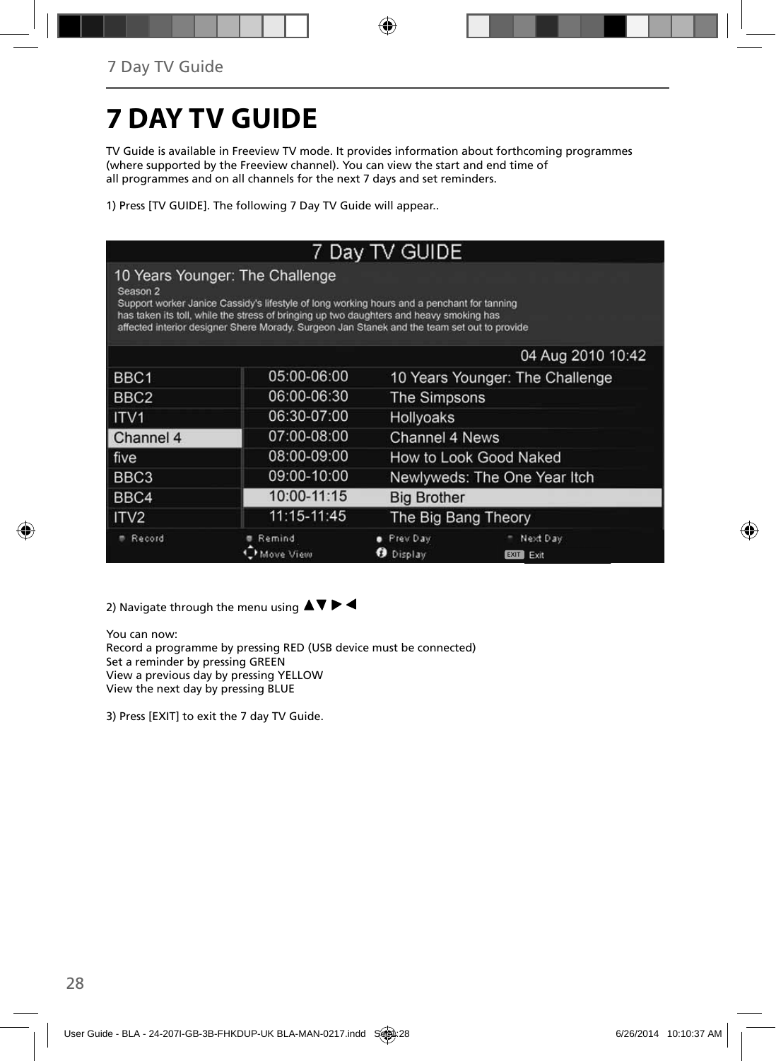# 7 DAY TV GUIDE

TV Guide is available in Freeview TV mode. It provides information about forthcoming programmes (where supported by the Freeview channel). You can view the start and end time of all programmes and on all channels for the next 7 days and set reminders.

1) Press [TV GUIDE]. The following 7 Day TV Guide will appear..

2) Navigate through the menu using ▲▼ ▶ ◀

You can now:
Record a programme by pressing RED (USB device must be connected)
Set a reminder by pressing GREEN
View a previous day by pressing YELLOW
View the next day by pressing BLUE

3) Press [EXIT] to exit the 7 day TV Guide.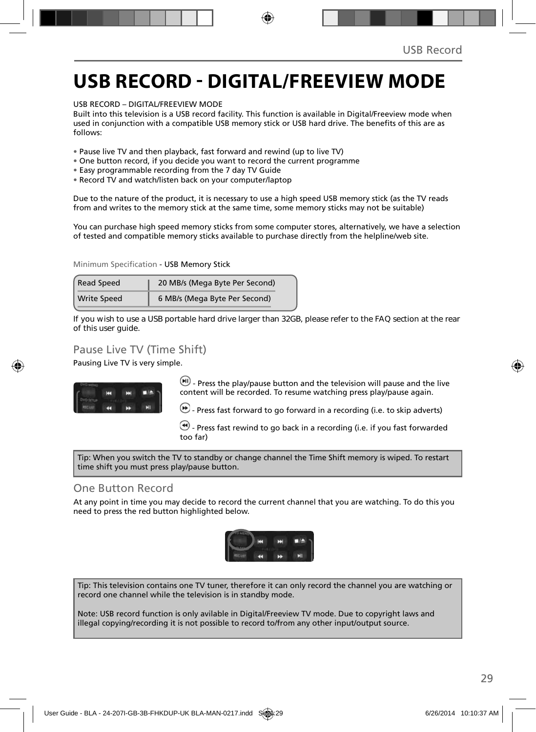# USB RECORD - DIGITAL/FREEVIEW MODE

USB RECORD – DIGITAL/FREEVIEW MODE
Built into this television is a USB record facility. This function is available in Digital/Freeview mode when used in conjunction with a compatible USB memory stick or USB hard drive. The benefits of this are as follows:

- Pause live TV and then playback, fast forward and rewind (up to live TV)
- One button record, if you decide you want to record the current programme
- Easy programmable recording from the 7 day TV Guide
- Record TV and watch/listen back on your computer/laptop

Due to the nature of the product, it is necessary to use a high speed USB memory stick (as the TV reads from and writes to the memory stick at the same time, some memory sticks may not be suitable)

You can purchase high speed memory sticks from some computer stores, alternatively, we have a selection of tested and compatible memory sticks available to purchase directly from the helpline/web site.

Minimum Specification - USB Memory Stick

| Read Speed | 20 MB/s (Mega Byte Per Second) |
|---|---|
| Write Speed | 6 MB/s (Mega Byte Per Second) |

If you wish to use a USB portable hard drive larger than 32GB, please refer to the FAQ section at the rear of this user guide.

## Pause Live TV (Time Shift)

Pausing Live TV is very simple.

- Press the play/pause button and the television will pause and the live content will be recorded. To resume watching press play/pause again.

- Press fast forward to go forward in a recording (i.e. to skip adverts)

- Press fast rewind to go back in a recording (i.e. if you fast forwarded too far)

Tip: When you switch the TV to standby or change channel the Time Shift memory is wiped. To restart time shift you must press play/pause button.

## One Button Record

At any point in time you may decide to record the current channel that you are watching. To do this you need to press the red button highlighted below.

Tip: This television contains one TV tuner, therefore it can only record the channel you are watching or record one channel while the television is in standby mode.

Note: USB record function is only avilable in Digital/Freeview TV mode. Due to copyright laws and illegal copying/recording it is not possible to record to/from any other input/output source.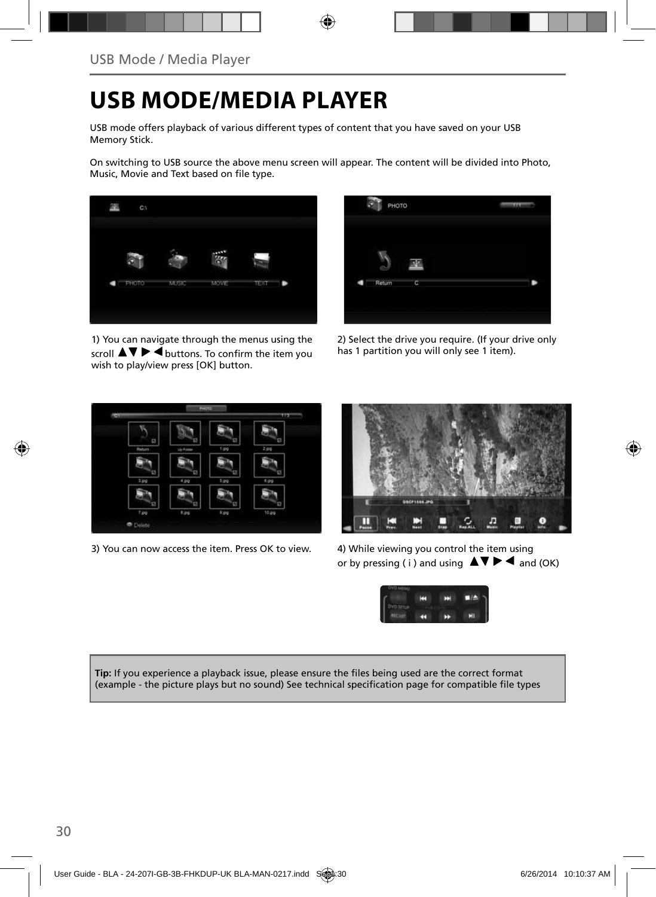# USB MODE/MEDIA PLAYER

USB mode offers playback of various different types of content that you have saved on your USB Memory Stick.

On switching to USB source the above menu screen will appear. The content will be divided into Photo, Music, Movie and Text based on file type.

1) You can navigate through the menus using the scroll ▲▼ ▶ ◀ buttons. To confirm the item you wish to play/view press [OK] button.

2) Select the drive you require. (If your drive only has 1 partition you will only see 1 item).

3) You can now access the item. Press OK to view.

4) While viewing you control the item using or by pressing ( i ) and using ▲▼ ▶ ◀ and (OK)

**Tip:** If you experience a playback issue, please ensure the files being used are the correct format (example - the picture plays but no sound) See technical specification page for compatible file types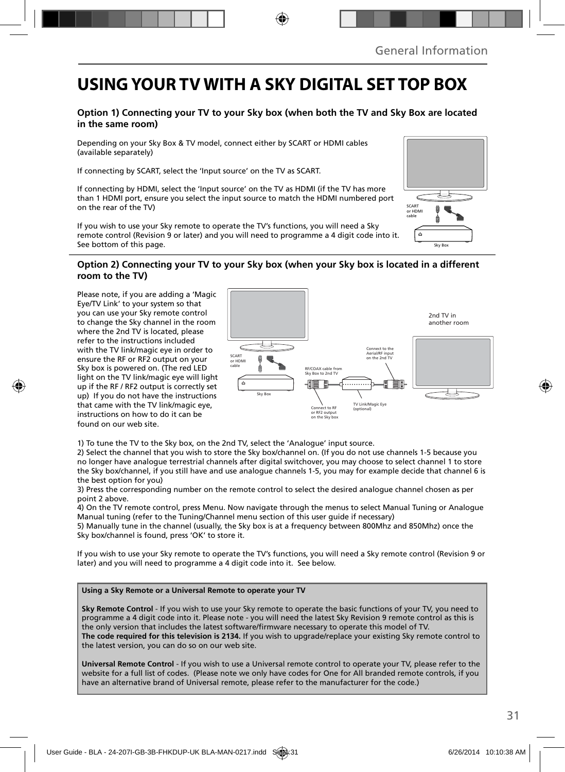# USING YOUR TV WITH A SKY DIGITAL SET TOP BOX

### Option 1) Connecting your TV to your Sky box (when both the TV and Sky Box are located in the same room)

Depending on your Sky Box & TV model, connect either by SCART or HDMI cables (available separately)

If connecting by SCART, select the 'Input source' on the TV as SCART.

If connecting by HDMI, select the 'Input source' on the TV as HDMI (if the TV has more than 1 HDMI port, ensure you select the input source to match the HDMI numbered port on the rear of the TV)

If you wish to use your Sky remote to operate the TV's functions, you will need a Sky remote control (Revision 9 or later) and you will need to programme a 4 digit code into it. See bottom of this page.

SCART or HDMI cable

Sky Box

### Option 2) Connecting your TV to your Sky box (when your Sky box is located in a different room to the TV)

Please note, if you are adding a 'Magic Eye/TV Link' to your system so that you can use your Sky remote control to change the Sky channel in the room where the 2nd TV is located, please refer to the instructions included with the TV link/magic eye in order to ensure the RF or RF2 output on your Sky box is powered on. (The red LED light on the TV link/magic eye will light up if the RF / RF2 output is correctly set up) If you do not have the instructions that came with the TV link/magic eye, instructions on how to do it can be found on our web site.

2nd TV in another room

SCART or HDMI cable

Sky Box

RF/COAX cable from Sky Box to 2nd TV

Connect to the Aerial/RF input on the 2nd TV

Connect to RF or RF2 output on the Sky box

TV Link/Magic Eye (optional)

1) To tune the TV to the Sky box, on the 2nd TV, select the 'Analogue' input source.
2) Select the channel that you wish to store the Sky box/channel on. (If you do not use channels 1-5 because you no longer have analogue terrestrial channels after digital switchover, you may choose to select channel 1 to store the Sky box/channel, if you still have and use analogue channels 1-5, you may for example decide that channel 6 is the best option for you)
3) Press the corresponding number on the remote control to select the desired analogue channel chosen as per point 2 above.
4) On the TV remote control, press Menu. Now navigate through the menus to select Manual Tuning or Analogue Manual tuning (refer to the Tuning/Channel menu section of this user guide if necessary)
5) Manually tune in the channel (usually, the Sky box is at a frequency between 800Mhz and 850Mhz) once the Sky box/channel is found, press 'OK' to store it.

If you wish to use your Sky remote to operate the TV's functions, you will need a Sky remote control (Revision 9 or later) and you will need to programme a 4 digit code into it. See below.

**Using a Sky Remote or a Universal Remote to operate your TV**

**Sky Remote Control** - If you wish to use your Sky remote to operate the basic functions of your TV, you need to programme a 4 digit code into it. Please note - you will need the latest Sky Revision 9 remote control as this is the only version that includes the latest software/firmware necessary to operate this model of TV.
**The code required for this television is 2134.** If you wish to upgrade/replace your existing Sky remote control to the latest version, you can do so on our web site.

**Universal Remote Control** - If you wish to use a Universal remote control to operate your TV, please refer to the website for a full list of codes. (Please note we only have codes for One for All branded remote controls, if you have an alternative brand of Universal remote, please refer to the manufacturer for the code.)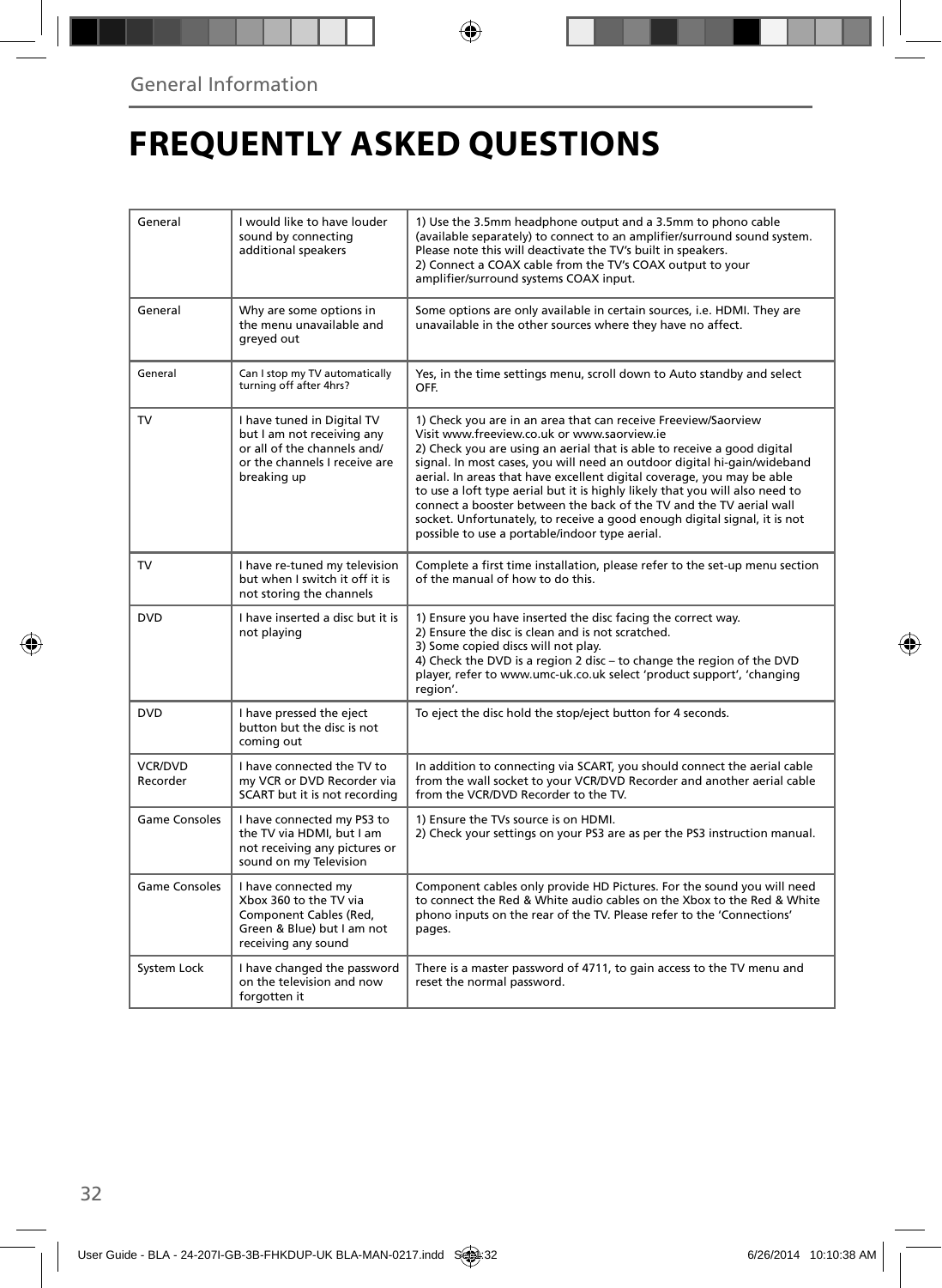General Information

# FREQUENTLY ASKED QUESTIONS

| | | |
|---|---|---|
| General | I would like to have louder sound by connecting additional speakers | 1) Use the 3.5mm headphone output and a 3.5mm to phono cable (available separately) to connect to an amplifier/surround sound system. Please note this will deactivate the TV's built in speakers.<br>2) Connect a COAX cable from the TV's COAX output to your amplifier/surround systems COAX input. |
| General | Why are some options in the menu unavailable and greyed out | Some options are only available in certain sources, i.e. HDMI. They are unavailable in the other sources where they have no affect. |
| General | Can I stop my TV automatically turning off after 4hrs? | Yes, in the time settings menu, scroll down to Auto standby and select OFF. |
| TV | I have tuned in Digital TV but I am not receiving any or all of the channels and/ or the channels I receive are breaking up | 1) Check you are in an area that can receive Freeview/Saorview Visit www.freeview.co.uk or www.saorview.ie<br>2) Check you are using an aerial that is able to receive a good digital signal. In most cases, you will need an outdoor digital hi-gain/wideband aerial. In areas that have excellent digital coverage, you may be able to use a loft type aerial but it is highly likely that you will also need to connect a booster between the back of the TV and the TV aerial wall socket. Unfortunately, to receive a good enough digital signal, it is not possible to use a portable/indoor type aerial. |
| TV | I have re-tuned my television but when I switch it off it is not storing the channels | Complete a first time installation, please refer to the set-up menu section of the manual of how to do this. |
| DVD | I have inserted a disc but it is not playing | 1) Ensure you have inserted the disc facing the correct way.<br>2) Ensure the disc is clean and is not scratched.<br>3) Some copied discs will not play.<br>4) Check the DVD is a region 2 disc – to change the region of the DVD player, refer to www.umc-uk.co.uk select 'product support', 'changing region'. |
| DVD | I have pressed the eject button but the disc is not coming out | To eject the disc hold the stop/eject button for 4 seconds. |
| VCR/DVD Recorder | I have connected the TV to my VCR or DVD Recorder via SCART but it is not recording | In addition to connecting via SCART, you should connect the aerial cable from the wall socket to your VCR/DVD Recorder and another aerial cable from the VCR/DVD Recorder to the TV. |
| Game Consoles | I have connected my PS3 to the TV via HDMI, but I am not receiving any pictures or sound on my Television | 1) Ensure the TVs source is on HDMI.<br>2) Check your settings on your PS3 are as per the PS3 instruction manual. |
| Game Consoles | I have connected my Xbox 360 to the TV via Component Cables (Red, Green & Blue) but I am not receiving any sound | Component cables only provide HD Pictures. For the sound you will need to connect the Red & White audio cables on the Xbox to the Red & White phono inputs on the rear of the TV. Please refer to the 'Connections' pages. |
| System Lock | I have changed the password on the television and now forgotten it | There is a master password of 4711, to gain access to the TV menu and reset the normal password. |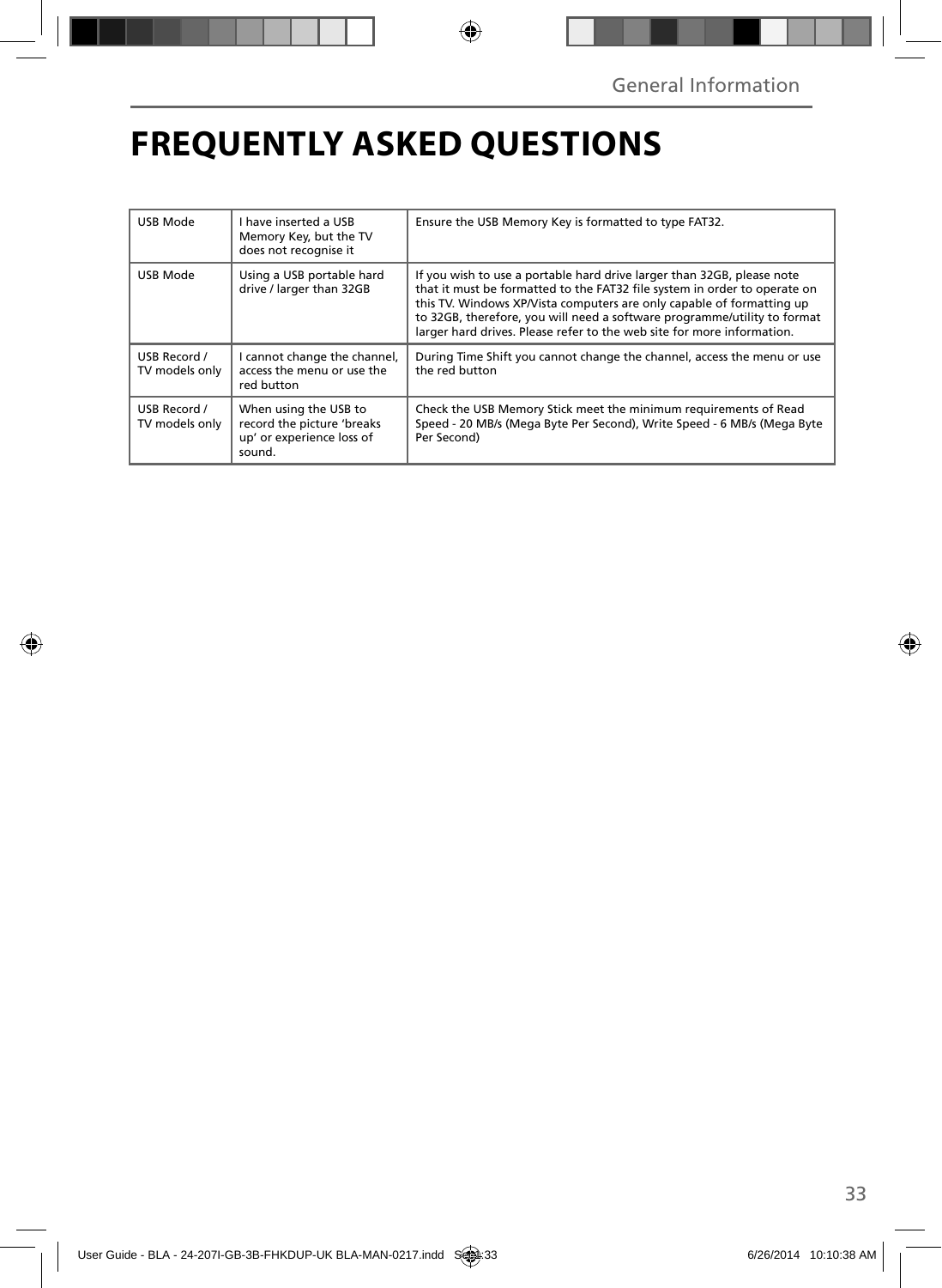# FREQUENTLY ASKED QUESTIONS

| | | |
|---|---|---|
| USB Mode | I have inserted a USB Memory Key, but the TV does not recognise it | Ensure the USB Memory Key is formatted to type FAT32. |
| USB Mode | Using a USB portable hard drive / larger than 32GB | If you wish to use a portable hard drive larger than 32GB, please note that it must be formatted to the FAT32 file system in order to operate on this TV. Windows XP/Vista computers are only capable of formatting up to 32GB, therefore, you will need a software programme/utility to format larger hard drives. Please refer to the web site for more information. |
| USB Record / TV models only | I cannot change the channel, access the menu or use the red button | During Time Shift you cannot change the channel, access the menu or use the red button |
| USB Record / TV models only | When using the USB to record the picture 'breaks up' or experience loss of sound. | Check the USB Memory Stick meet the minimum requirements of Read Speed - 20 MB/s (Mega Byte Per Second), Write Speed - 6 MB/s (Mega Byte Per Second) |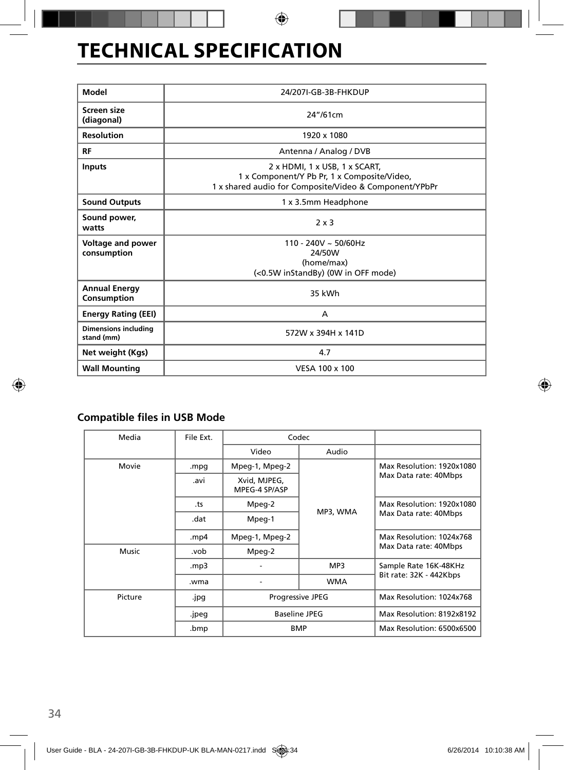# TECHNICAL SPECIFICATION

| Model | 24/207I-GB-3B-FHKDUP |
|---|---|
| Screen size (diagonal) | 24"/61cm |
| Resolution | 1920 x 1080 |
| RF | Antenna / Analog / DVB |
| Inputs | 2 x HDMI, 1 x USB, 1 x SCART, 1 x Component/Y Pb Pr, 1 x Composite/Video, 1 x shared audio for Composite/Video & Component/YPbPr |
| Sound Outputs | 1 x 3.5mm Headphone |
| Sound power, watts | 2 x 3 |
| Voltage and power consumption | 110 - 240V ~ 50/60Hz 24/50W (home/max) (<0.5W inStandBy) (0W in OFF mode) |
| Annual Energy Consumption | 35 kWh |
| Energy Rating (EEI) | A |
| Dimensions including stand (mm) | 572W x 394H x 141D |
| Net weight (Kgs) | 4.7 |
| Wall Mounting | VESA 100 x 100 |

## Compatible files in USB Mode

| Media | File Ext. | Codec | | |
|---|---|---|---|---|
| | | Video | Audio | |
| Movie | .mpg | Mpeg-1, Mpeg-2 | MP3, WMA | Max Resolution: 1920x1080 Max Data rate: 40Mbps |
| | .avi | Xvid, MJPEG, MPEG-4 SP/ASP | | |
| | .ts | Mpeg-2 | | Max Resolution: 1920x1080 Max Data rate: 40Mbps |
| | .dat | Mpeg-1 | | |
| | .mp4 | Mpeg-1, Mpeg-2 | | Max Resolution: 1024x768 Max Data rate: 40Mbps |
| Music | .vob | Mpeg-2 | | |
| | .mp3 | - | MP3 | Sample Rate 16K-48KHz Bit rate: 32K - 442Kbps |
| | .wma | - | WMA | |
| Picture | .jpg | Progressive JPEG | | Max Resolution: 1024x768 |
| | .jpeg | Baseline JPEG | | Max Resolution: 8192x8192 |
| | .bmp | BMP | | Max Resolution: 6500x6500 |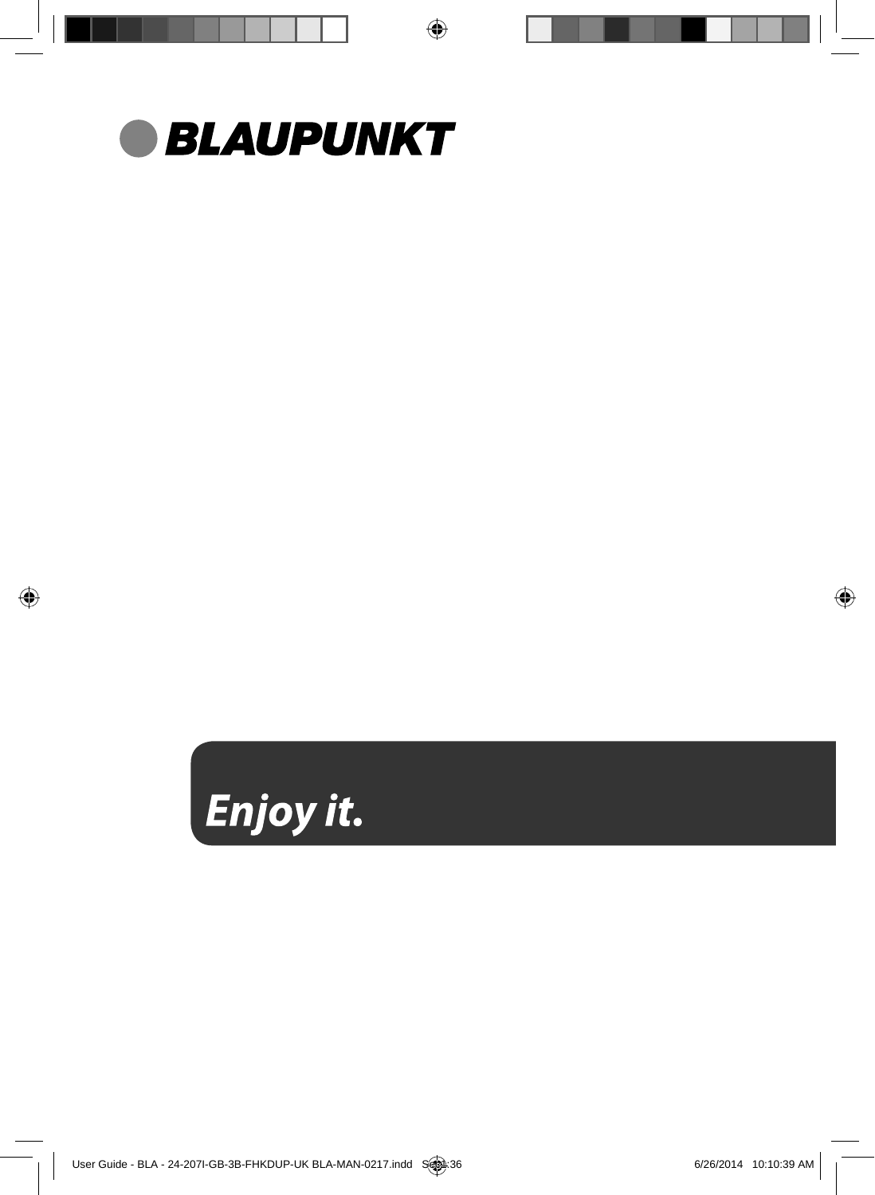BLAUPUNKT

Enjoy it.